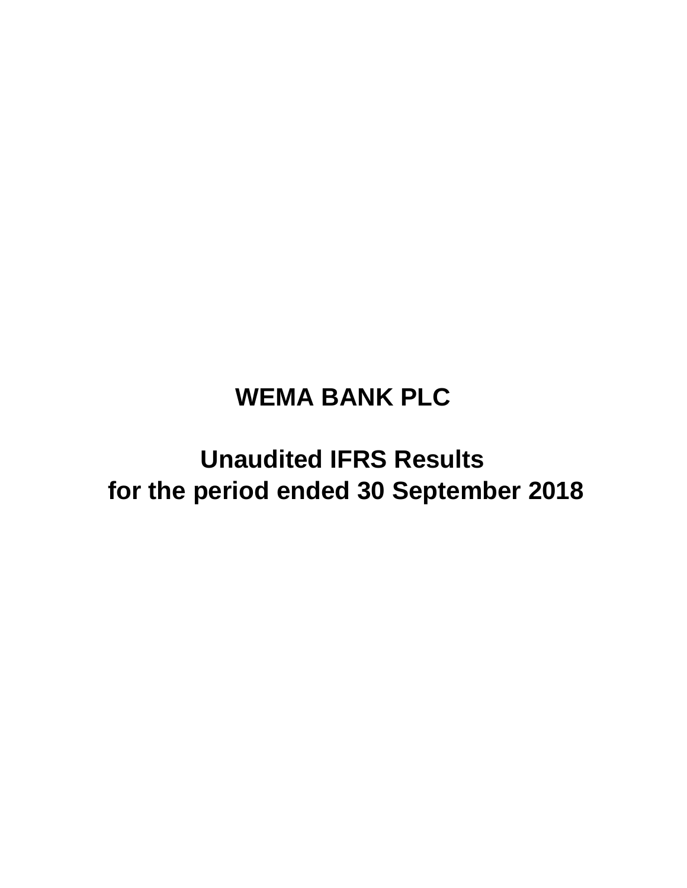# WEMA BANK PLC

## Unaudited IFRS Results for the period ended 30 September 2018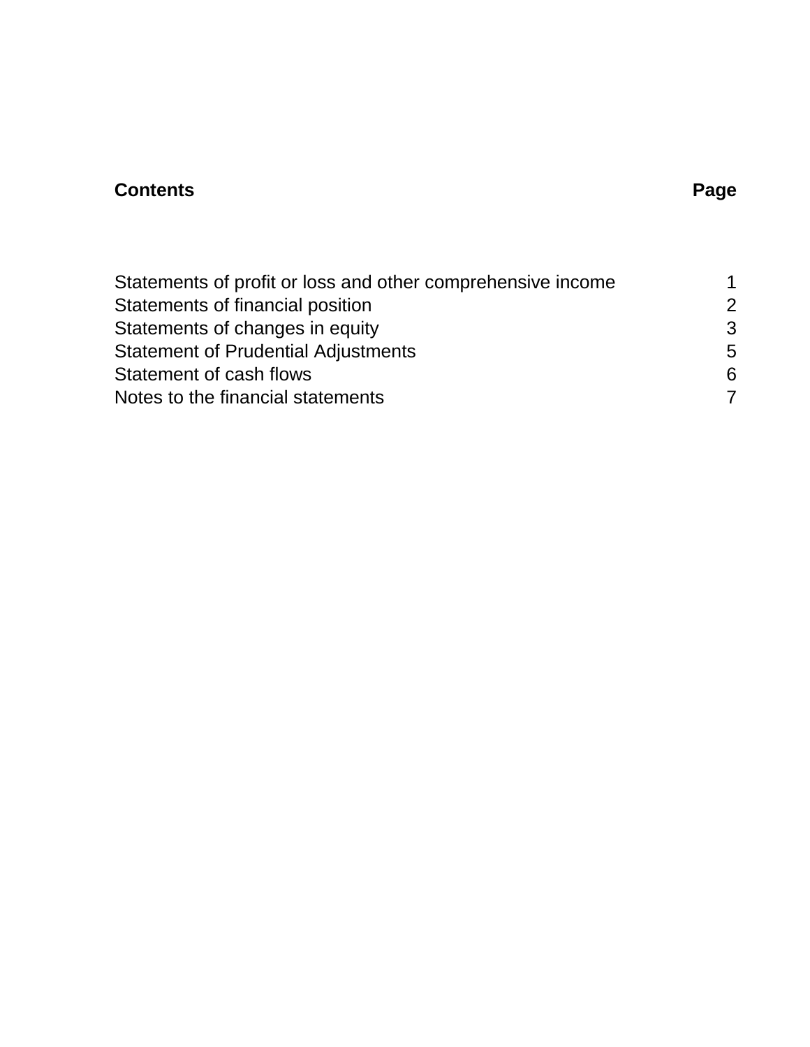| **Contents** | **Page** |
|---|---|
| Statements of profit or loss and other comprehensive income | 1 |
| Statements of financial position | 2 |
| Statements of changes in equity | 3 |
| Statement of Prudential Adjustments | 5 |
| Statement of cash flows | 6 |
| Notes to the financial statements | 7 |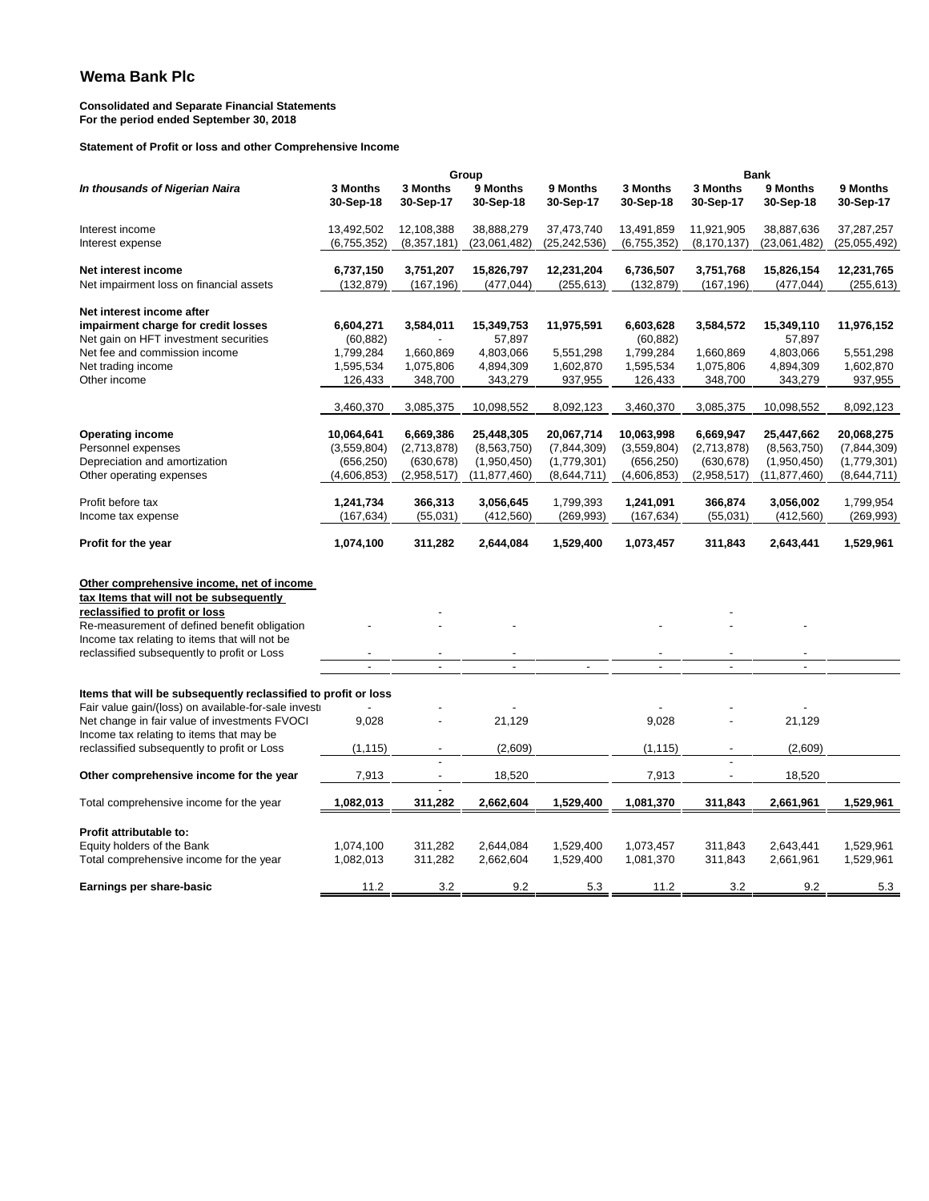# Wema Bank Plc

**Consolidated and Separate Financial Statements**
**For the period ended September 30, 2018**

**Statement of Profit or loss and other Comprehensive Income**

| *In thousands of Nigerian Naira* | Group | | | | Bank | | | |
|---|---|---|---|---|---|---|---|---|
| | **3 Months 30-Sep-18** | **3 Months 30-Sep-17** | **9 Months 30-Sep-18** | **9 Months 30-Sep-17** | **3 Months 30-Sep-18** | **3 Months 30-Sep-17** | **9 Months 30-Sep-18** | **9 Months 30-Sep-17** |
| Interest income | 13,492,502 | 12,108,388 | 38,888,279 | 37,473,740 | 13,491,859 | 11,921,905 | 38,887,636 | 37,287,257 |
| Interest expense | (6,755,352) | (8,357,181) | (23,061,482) | (25,242,536) | (6,755,352) | (8,170,137) | (23,061,482) | (25,055,492) |
| **Net interest income** | **6,737,150** | **3,751,207** | **15,826,797** | **12,231,204** | **6,736,507** | **3,751,768** | **15,826,154** | **12,231,765** |
| Net impairment loss on financial assets | (132,879) | (167,196) | (477,044) | (255,613) | (132,879) | (167,196) | (477,044) | (255,613) |
| **Net interest income after impairment charge for credit losses** | **6,604,271** | **3,584,011** | **15,349,753** | **11,975,591** | **6,603,628** | **3,584,572** | **15,349,110** | **11,976,152** |
| Net gain on HFT investment securities | (60,882) | - | 57,897 | | (60,882) | | 57,897 | |
| Net fee and commission income | 1,799,284 | 1,660,869 | 4,803,066 | 5,551,298 | 1,799,284 | 1,660,869 | 4,803,066 | 5,551,298 |
| Net trading income | 1,595,534 | 1,075,806 | 4,894,309 | 1,602,870 | 1,595,534 | 1,075,806 | 4,894,309 | 1,602,870 |
| Other income | 126,433 | 348,700 | 343,279 | 937,955 | 126,433 | 348,700 | 343,279 | 937,955 |
| | 3,460,370 | 3,085,375 | 10,098,552 | 8,092,123 | 3,460,370 | 3,085,375 | 10,098,552 | 8,092,123 |
| **Operating income** | **10,064,641** | **6,669,386** | **25,448,305** | **20,067,714** | **10,063,998** | **6,669,947** | **25,447,662** | **20,068,275** |
| Personnel expenses | (3,559,804) | (2,713,878) | (8,563,750) | (7,844,309) | (3,559,804) | (2,713,878) | (8,563,750) | (7,844,309) |
| Depreciation and amortization | (656,250) | (630,678) | (1,950,450) | (1,779,301) | (656,250) | (630,678) | (1,950,450) | (1,779,301) |
| Other operating expenses | (4,606,853) | (2,958,517) | (11,877,460) | (8,644,711) | (4,606,853) | (2,958,517) | (11,877,460) | (8,644,711) |
| Profit before tax | **1,241,734** | **366,313** | **3,056,645** | 1,799,393 | **1,241,091** | **366,874** | **3,056,002** | 1,799,954 |
| Income tax expense | (167,634) | (55,031) | (412,560) | (269,993) | (167,634) | (55,031) | (412,560) | (269,993) |
| **Profit for the year** | **1,074,100** | **311,282** | **2,644,084** | **1,529,400** | **1,073,457** | **311,843** | **2,643,441** | **1,529,961** |
| **Other comprehensive income, net of income tax Items that will not be subsequently reclassified to profit or loss** | | - | | | | - | | |
| Re-measurement of defined benefit obligation | - | - | - | | - | - | - | |
| Income tax relating to items that will not be reclassified subsequently to profit or Loss | - | - | - | | - | - | - | |
| | - | - | - | - | - | - | - | |
| **Items that will be subsequently reclassified to profit or loss** | | | | | | | | |
| Fair value gain/(loss) on available-for-sale investi | - | - | - | | - | - | - | |
| Net change in fair value of investments FVOCI | 9,028 | - | 21,129 | | 9,028 | - | 21,129 | |
| Income tax relating to items that may be reclassified subsequently to profit or Loss | (1,115) | - | (2,609) | | (1,115) | - | (2,609) | |
| **Other comprehensive income for the year** | 7,913 | - | 18,520 | | 7,913 | - | 18,520 | |
| Total comprehensive income for the year | **1,082,013** | **311,282** | **2,662,604** | **1,529,400** | **1,081,370** | **311,843** | **2,661,961** | **1,529,961** |
| **Profit attributable to:** | | | | | | | | |
| Equity holders of the Bank | 1,074,100 | 311,282 | 2,644,084 | 1,529,400 | 1,073,457 | 311,843 | 2,643,441 | 1,529,961 |
| Total comprehensive income for the year | 1,082,013 | 311,282 | 2,662,604 | 1,529,400 | 1,081,370 | 311,843 | 2,661,961 | 1,529,961 |
| **Earnings per share-basic** | 11.2 | 3.2 | 9.2 | 5.3 | 11.2 | 3.2 | 9.2 | 5.3 |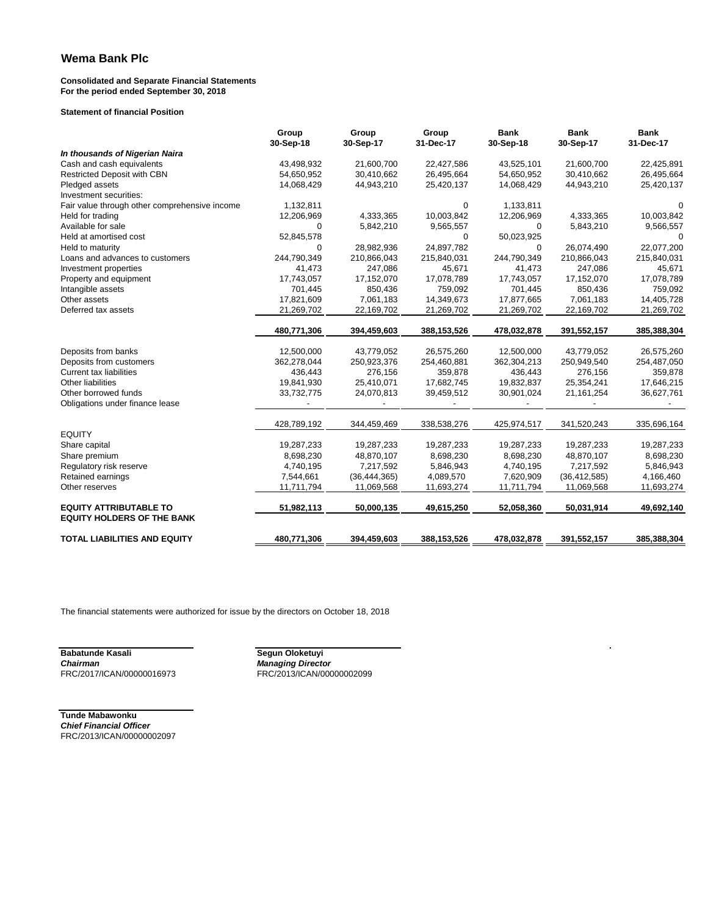## Wema Bank Plc

**Consolidated and Separate Financial Statements**
**For the period ended September 30, 2018**

**Statement of financial Position**

| | Group 30-Sep-18 | Group 30-Sep-17 | Group 31-Dec-17 | Bank 30-Sep-18 | Bank 30-Sep-17 | Bank 31-Dec-17 |
|---|---|---|---|---|---|---|
| ***In thousands of Nigerian Naira*** | | | | | | |
| Cash and cash equivalents | 43,498,932 | 21,600,700 | 22,427,586 | 43,525,101 | 21,600,700 | 22,425,891 |
| Restricted Deposit with CBN | 54,650,952 | 30,410,662 | 26,495,664 | 54,650,952 | 30,410,662 | 26,495,664 |
| Pledged assets | 14,068,429 | 44,943,210 | 25,420,137 | 14,068,429 | 44,943,210 | 25,420,137 |
| Investment securities: | | | | | | |
| Fair value through other comprehensive income | 1,132,811 | | 0 | 1,133,811 | | 0 |
| Held for trading | 12,206,969 | 4,333,365 | 10,003,842 | 12,206,969 | 4,333,365 | 10,003,842 |
| Available for sale | 0 | 5,842,210 | 9,565,557 | 0 | 5,843,210 | 9,566,557 |
| Held at amortised cost | 52,845,578 | | 0 | 50,023,925 | | 0 |
| Held to maturity | 0 | 28,982,936 | 24,897,782 | 0 | 26,074,490 | 22,077,200 |
| Loans and advances to customers | 244,790,349 | 210,866,043 | 215,840,031 | 244,790,349 | 210,866,043 | 215,840,031 |
| Investment properties | 41,473 | 247,086 | 45,671 | 41,473 | 247,086 | 45,671 |
| Property and equipment | 17,743,057 | 17,152,070 | 17,078,789 | 17,743,057 | 17,152,070 | 17,078,789 |
| Intangible assets | 701,445 | 850,436 | 759,092 | 701,445 | 850,436 | 759,092 |
| Other assets | 17,821,609 | 7,061,183 | 14,349,673 | 17,877,665 | 7,061,183 | 14,405,728 |
| Deferred tax assets | 21,269,702 | 22,169,702 | 21,269,702 | 21,269,702 | 22,169,702 | 21,269,702 |
| | **480,771,306** | **394,459,603** | **388,153,526** | **478,032,878** | **391,552,157** | **385,388,304** |
| Deposits from banks | 12,500,000 | 43,779,052 | 26,575,260 | 12,500,000 | 43,779,052 | 26,575,260 |
| Deposits from customers | 362,278,044 | 250,923,376 | 254,460,881 | 362,304,213 | 250,949,540 | 254,487,050 |
| Current tax liabilities | 436,443 | 276,156 | 359,878 | 436,443 | 276,156 | 359,878 |
| Other liabilities | 19,841,930 | 25,410,071 | 17,682,745 | 19,832,837 | 25,354,241 | 17,646,215 |
| Other borrowed funds | 33,732,775 | 24,070,813 | 39,459,512 | 30,901,024 | 21,161,254 | 36,627,761 |
| Obligations under finance lease | - | - | - | - | - | - |
| | 428,789,192 | 344,459,469 | 338,538,276 | 425,974,517 | 341,520,243 | 335,696,164 |
| EQUITY | | | | | | |
| Share capital | 19,287,233 | 19,287,233 | 19,287,233 | 19,287,233 | 19,287,233 | 19,287,233 |
| Share premium | 8,698,230 | 48,870,107 | 8,698,230 | 8,698,230 | 48,870,107 | 8,698,230 |
| Regulatory risk reserve | 4,740,195 | 7,217,592 | 5,846,943 | 4,740,195 | 7,217,592 | 5,846,943 |
| Retained earnings | 7,544,661 | (36,444,365) | 4,089,570 | 7,620,909 | (36,412,585) | 4,166,460 |
| Other reserves | 11,711,794 | 11,069,568 | 11,693,274 | 11,711,794 | 11,069,568 | 11,693,274 |
| **EQUITY ATTRIBUTABLE TO EQUITY HOLDERS OF THE BANK** | **51,982,113** | **50,000,135** | **49,615,250** | **52,058,360** | **50,031,914** | **49,692,140** |
| **TOTAL LIABILITIES AND EQUITY** | **480,771,306** | **394,459,603** | **388,153,526** | **478,032,878** | **391,552,157** | **385,388,304** |

The financial statements were authorized for issue by the directors on October 18, 2018

**Babatunde Kasali**
***Chairman***
FRC/2017/ICAN/00000016973

**Segun Oloketuyi**
***Managing Director***
FRC/2013/ICAN/00000002099

**Tunde Mabawonku**
***Chief Financial Officer***
FRC/2013/ICAN/00000002097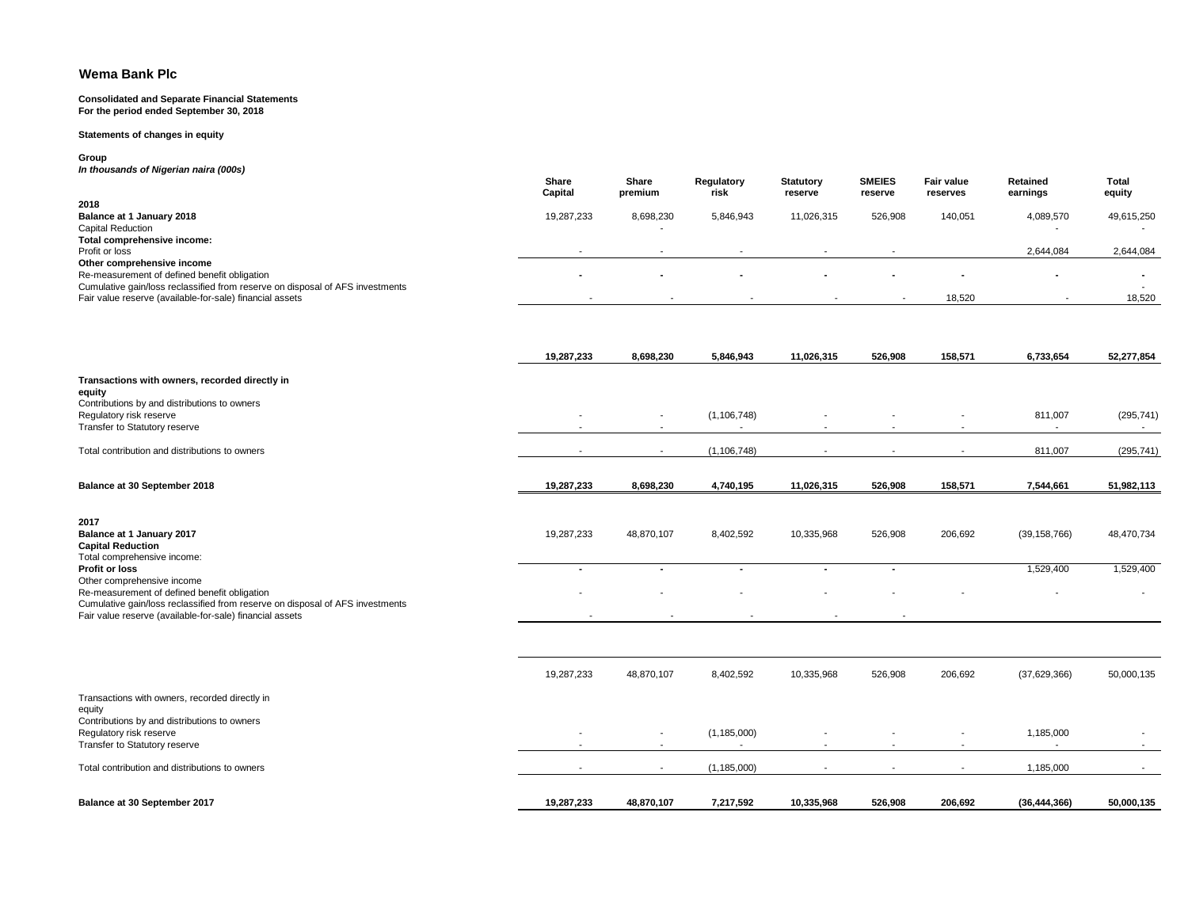# Wema Bank Plc

**Consolidated and Separate Financial Statements**
**For the period ended September 30, 2018**

**Statements of changes in equity**

**Group**
***In thousands of Nigerian naira (000s)***

| | Share Capital | Share premium | Regulatory risk | Statutory reserve | SMEIES reserve | Fair value reserves | Retained earnings | Total equity |
|---|---|---|---|---|---|---|---|---|
| **2018** | | | | | | | | |
| **Balance at 1 January 2018** | 19,287,233 | 8,698,230 | 5,846,943 | 11,026,315 | 526,908 | 140,051 | 4,089,570 | 49,615,250 |
| Capital Reduction | | - | | | | | - | - |
| **Total comprehensive income:** | | | | | | | | |
| Profit or loss | - | - | - | - | - | | 2,644,084 | 2,644,084 |
| **Other comprehensive income** | | | | | | | | |
| Re-measurement of defined benefit obligation | - | - | - | - | - | - | - | - |
| Cumulative gain/loss reclassified from reserve on disposal of AFS investments | | | | | | | | - |
| Fair value reserve (available-for-sale) financial assets | - | - | - | - | - | 18,520 | - | 18,520 |
| | **19,287,233** | **8,698,230** | **5,846,943** | **11,026,315** | **526,908** | **158,571** | **6,733,654** | **52,277,854** |
| **Transactions with owners, recorded directly in equity** | | | | | | | | |
| Contributions by and distributions to owners | | | | | | | | |
| Regulatory risk reserve | - | - | (1,106,748) | - | - | - | 811,007 | (295,741) |
| Transfer to Statutory reserve | - | - | - | - | - | - | - | - |
| Total contribution and distributions to owners | - | - | (1,106,748) | - | - | - | 811,007 | (295,741) |
| **Balance at 30 September 2018** | **19,287,233** | **8,698,230** | **4,740,195** | **11,026,315** | **526,908** | **158,571** | **7,544,661** | **51,982,113** |
| **2017** | | | | | | | | |
| **Balance at 1 January 2017** | 19,287,233 | 48,870,107 | 8,402,592 | 10,335,968 | 526,908 | 206,692 | (39,158,766) | 48,470,734 |
| **Capital Reduction** | | | | | | | | |
| Total comprehensive income: | | | | | | | | |
| **Profit or loss** | - | - | - | - | - | | 1,529,400 | 1,529,400 |
| Other comprehensive income | | | | | | | | |
| Re-measurement of defined benefit obligation | - | - | - | - | - | - | - | - |
| Cumulative gain/loss reclassified from reserve on disposal of AFS investments | | | | | | | | |
| Fair value reserve (available-for-sale) financial assets | - | - | - | - | - | | | |
| | 19,287,233 | 48,870,107 | 8,402,592 | 10,335,968 | 526,908 | 206,692 | (37,629,366) | 50,000,135 |
| Transactions with owners, recorded directly in equity | | | | | | | | |
| Contributions by and distributions to owners | | | | | | | | |
| Regulatory risk reserve | - | - | (1,185,000) | - | - | - | 1,185,000 | - |
| Transfer to Statutory reserve | - | - | - | - | - | - | - | - |
| Total contribution and distributions to owners | - | - | (1,185,000) | - | - | - | 1,185,000 | - |
| **Balance at 30 September 2017** | **19,287,233** | **48,870,107** | **7,217,592** | **10,335,968** | **526,908** | **206,692** | **(36,444,366)** | **50,000,135** |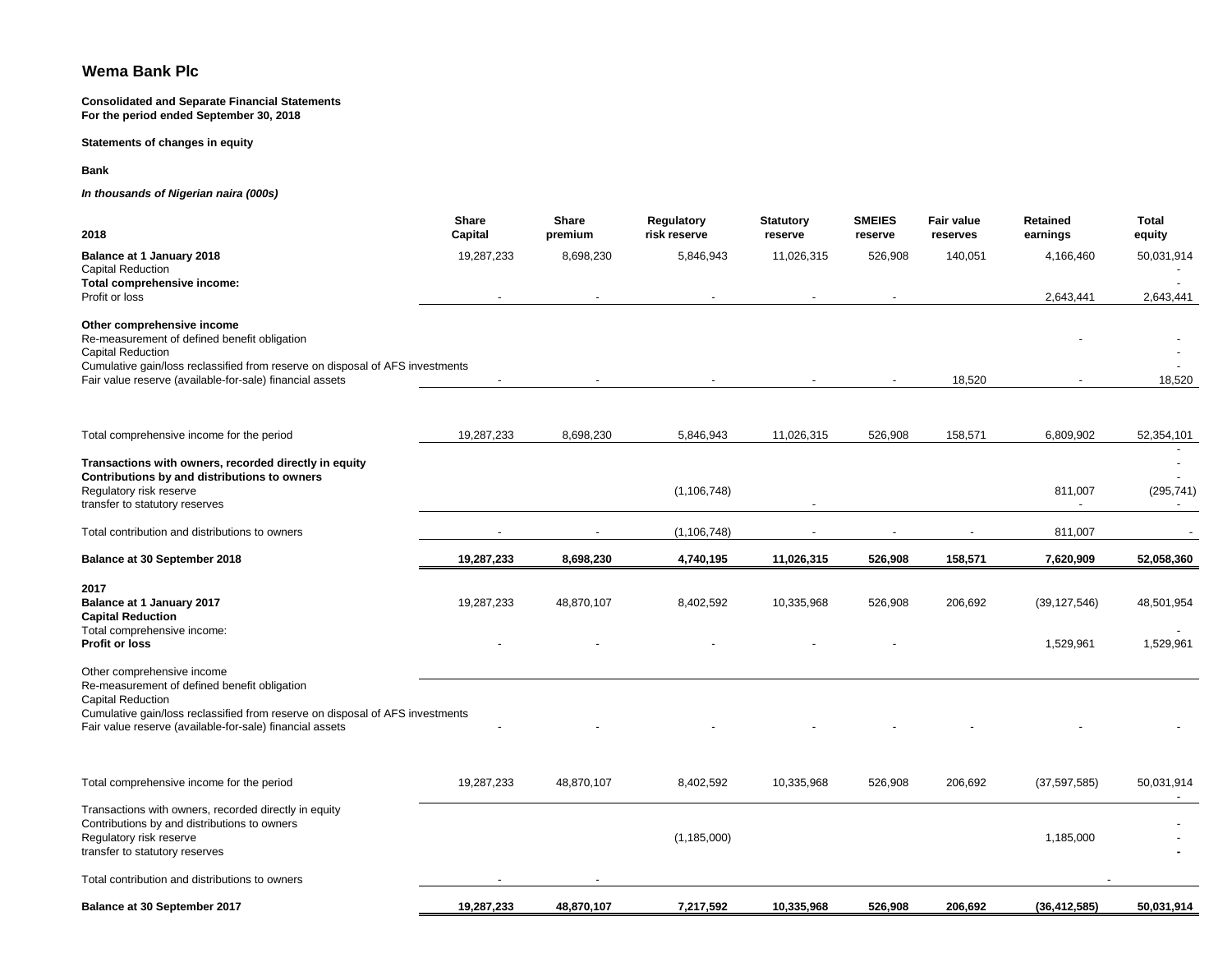## Wema Bank Plc

**Consolidated and Separate Financial Statements**
**For the period ended September 30, 2018**

**Statements of changes in equity**

**Bank**

***In thousands of Nigerian naira (000s)***

| 2018 | Share Capital | Share premium | Regulatory risk reserve | Statutory reserve | SMEIES reserve | Fair value reserves | Retained earnings | Total equity |
|---|---|---|---|---|---|---|---|---|
| **Balance at 1 January 2018** | 19,287,233 | 8,698,230 | 5,846,943 | 11,026,315 | 526,908 | 140,051 | 4,166,460 | 50,031,914 |
| Capital Reduction | | | | | | | | - |
| **Total comprehensive income:** | | | | | | | | - |
| Profit or loss | - | - | - | - | - | | 2,643,441 | 2,643,441 |
| **Other comprehensive income** | | | | | | | | |
| Re-measurement of defined benefit obligation | | | | | | | - | - |
| Capital Reduction | | | | | | | | - |
| Cumulative gain/loss reclassified from reserve on disposal of AFS investments | | | | | | | | - |
| Fair value reserve (available-for-sale) financial assets | - | - | - | - | - | 18,520 | - | 18,520 |
| Total comprehensive income for the period | 19,287,233 | 8,698,230 | 5,846,943 | 11,026,315 | 526,908 | 158,571 | 6,809,902 | 52,354,101 |
| **Transactions with owners, recorded directly in equity** | | | | | | | | - |
| **Contributions by and distributions to owners** | | | | | | | | - |
| Regulatory risk reserve | | | (1,106,748) | | | | 811,007 | (295,741) |
| transfer to statutory reserves | | | | - | | | - | - |
| Total contribution and distributions to owners | - | - | (1,106,748) | - | - | - | 811,007 | - |
| **Balance at 30 September 2018** | **19,287,233** | **8,698,230** | **4,740,195** | **11,026,315** | **526,908** | **158,571** | **7,620,909** | **52,058,360** |
| **2017** | | | | | | | | |
| **Balance at 1 January 2017** | 19,287,233 | 48,870,107 | 8,402,592 | 10,335,968 | 526,908 | 206,692 | (39,127,546) | 48,501,954 |
| **Capital Reduction** | | | | | | | | |
| Total comprehensive income: | | | | | | | | - |
| **Profit or loss** | - | - | - | - | - | | 1,529,961 | 1,529,961 |
| Other comprehensive income | | | | | | | | |
| Re-measurement of defined benefit obligation | | | | | | | | |
| Capital Reduction | | | | | | | | |
| Cumulative gain/loss reclassified from reserve on disposal of AFS investments | | | | | | | | |
| Fair value reserve (available-for-sale) financial assets | - | - | - | - | - | - | - | - |
| Total comprehensive income for the period | 19,287,233 | 48,870,107 | 8,402,592 | 10,335,968 | 526,908 | 206,692 | (37,597,585) | 50,031,914 |
| Transactions with owners, recorded directly in equity | | | | | | | | - |
| Contributions by and distributions to owners | | | | | | | | - |
| Regulatory risk reserve | | | (1,185,000) | | | | 1,185,000 | - |
| transfer to statutory reserves | | | | | | | | **-** |
| Total contribution and distributions to owners | - | - | | | | | - | |
| **Balance at 30 September 2017** | **19,287,233** | **48,870,107** | **7,217,592** | **10,335,968** | **526,908** | **206,692** | **(36,412,585)** | **50,031,914** |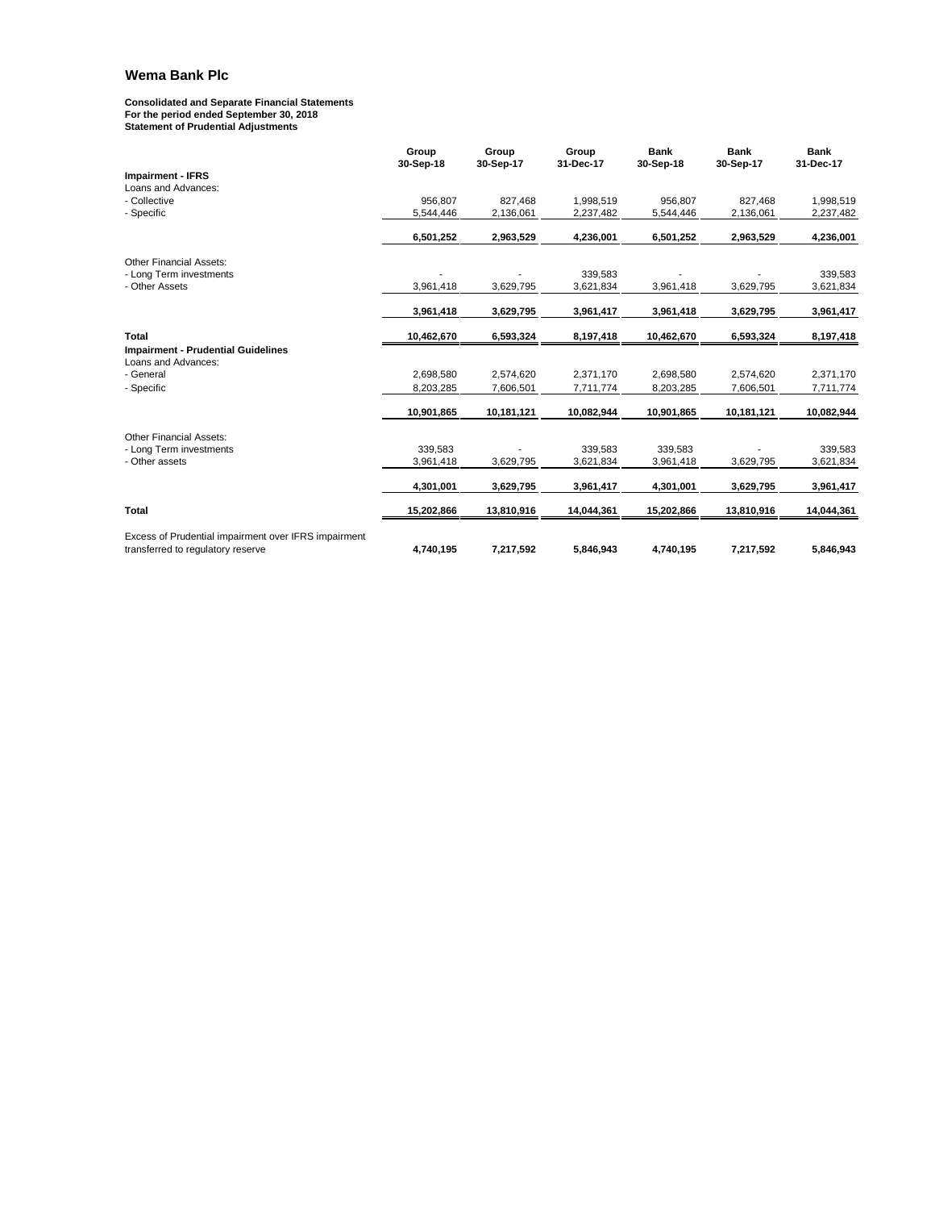## Wema Bank Plc

**Consolidated and Separate Financial Statements**
**For the period ended September 30, 2018**
**Statement of Prudential Adjustments**

| | Group 30-Sep-18 | Group 30-Sep-17 | Group 31-Dec-17 | Bank 30-Sep-18 | Bank 30-Sep-17 | Bank 31-Dec-17 |
|---|---|---|---|---|---|---|
| **Impairment - IFRS** | | | | | | |
| Loans and Advances: | | | | | | |
| - Collective | 956,807 | 827,468 | 1,998,519 | 956,807 | 827,468 | 1,998,519 |
| - Specific | 5,544,446 | 2,136,061 | 2,237,482 | 5,544,446 | 2,136,061 | 2,237,482 |
| | **6,501,252** | **2,963,529** | **4,236,001** | **6,501,252** | **2,963,529** | **4,236,001** |
| Other Financial Assets: | | | | | | |
| - Long Term investments | - | - | 339,583 | - | - | 339,583 |
| - Other Assets | 3,961,418 | 3,629,795 | 3,621,834 | 3,961,418 | 3,629,795 | 3,621,834 |
| | **3,961,418** | **3,629,795** | **3,961,417** | **3,961,418** | **3,629,795** | **3,961,417** |
| **Total** | **10,462,670** | **6,593,324** | **8,197,418** | **10,462,670** | **6,593,324** | **8,197,418** |
| **Impairment - Prudential Guidelines** | | | | | | |
| Loans and Advances: | | | | | | |
| - General | 2,698,580 | 2,574,620 | 2,371,170 | 2,698,580 | 2,574,620 | 2,371,170 |
| - Specific | 8,203,285 | 7,606,501 | 7,711,774 | 8,203,285 | 7,606,501 | 7,711,774 |
| | **10,901,865** | **10,181,121** | **10,082,944** | **10,901,865** | **10,181,121** | **10,082,944** |
| Other Financial Assets: | | | | | | |
| - Long Term investments | 339,583 | - | 339,583 | 339,583 | - | 339,583 |
| - Other assets | 3,961,418 | 3,629,795 | 3,621,834 | 3,961,418 | 3,629,795 | 3,621,834 |
| | **4,301,001** | **3,629,795** | **3,961,417** | **4,301,001** | **3,629,795** | **3,961,417** |
| **Total** | **15,202,866** | **13,810,916** | **14,044,361** | **15,202,866** | **13,810,916** | **14,044,361** |
| Excess of Prudential impairment over IFRS impairment transferred to regulatory reserve | **4,740,195** | **7,217,592** | **5,846,943** | **4,740,195** | **7,217,592** | **5,846,943** |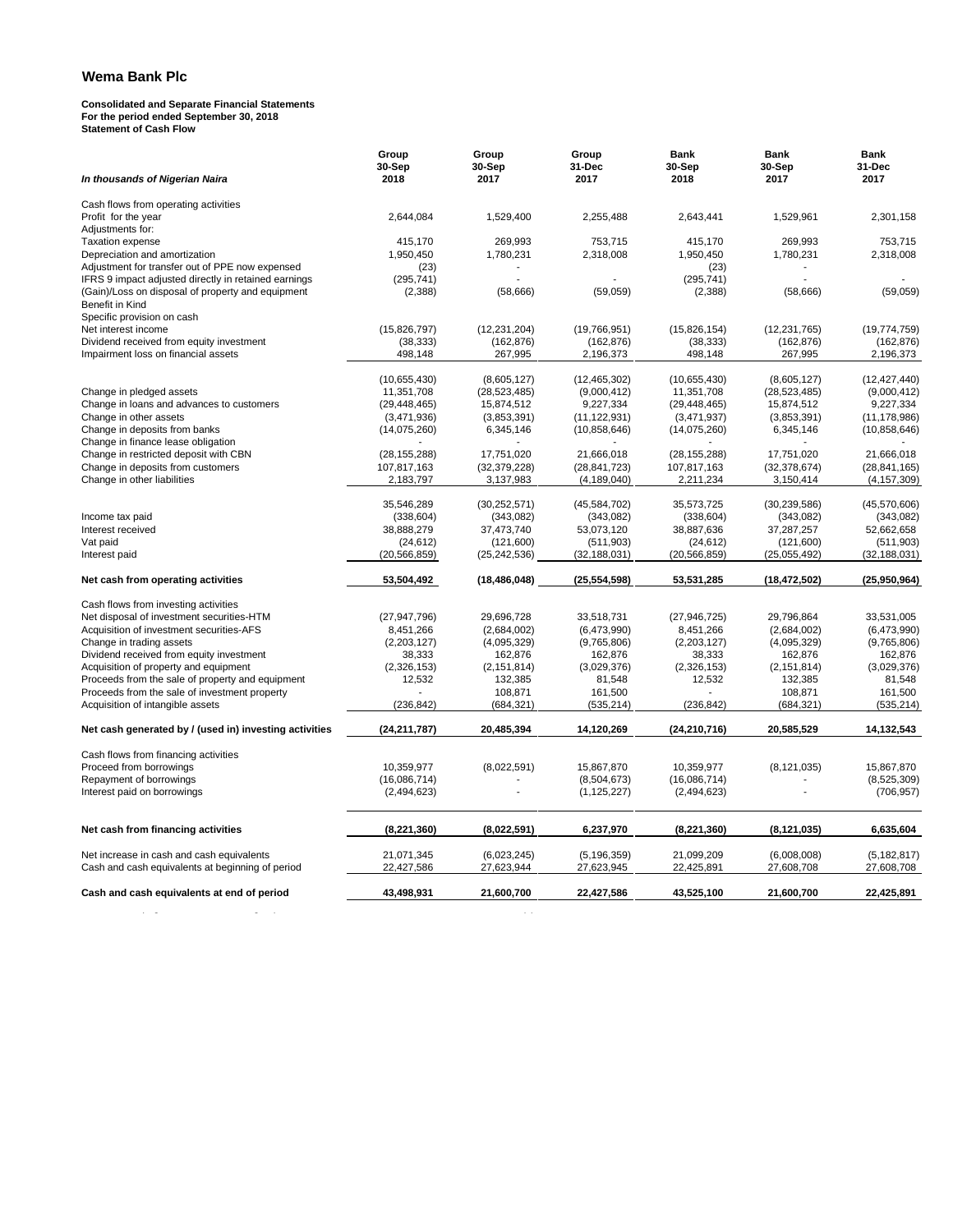# Wema Bank Plc

**Consolidated and Separate Financial Statements**
**For the period ended September 30, 2018**
**Statement of Cash Flow**

| *In thousands of Nigerian Naira* | Group 30-Sep 2018 | Group 30-Sep 2017 | Group 31-Dec 2017 | Bank 30-Sep 2018 | Bank 30-Sep 2017 | Bank 31-Dec 2017 |
|---|---|---|---|---|---|---|
| Cash flows from operating activities | | | | | | |
| Profit for the year | 2,644,084 | 1,529,400 | 2,255,488 | 2,643,441 | 1,529,961 | 2,301,158 |
| Adjustments for: | | | | | | |
| Taxation expense | 415,170 | 269,993 | 753,715 | 415,170 | 269,993 | 753,715 |
| Depreciation and amortization | 1,950,450 | 1,780,231 | 2,318,008 | 1,950,450 | 1,780,231 | 2,318,008 |
| Adjustment for transfer out of PPE now expensed | (23) | - | | (23) | - | - |
| IFRS 9 impact adjusted directly in retained earnings | (295,741) | - | - | (295,741) | - | - |
| (Gain)/Loss on disposal of property and equipment | (2,388) | (58,666) | (59,059) | (2,388) | (58,666) | (59,059) |
| Benefit in Kind | | | | | | |
| Specific provision on cash | | | | | | |
| Net interest income | (15,826,797) | (12,231,204) | (19,766,951) | (15,826,154) | (12,231,765) | (19,774,759) |
| Dividend received from equity investment | (38,333) | (162,876) | (162,876) | (38,333) | (162,876) | (162,876) |
| Impairment loss on financial assets | 498,148 | 267,995 | 2,196,373 | 498,148 | 267,995 | 2,196,373 |
| | (10,655,430) | (8,605,127) | (12,465,302) | (10,655,430) | (8,605,127) | (12,427,440) |
| Change in pledged assets | 11,351,708 | (28,523,485) | (9,000,412) | 11,351,708 | (28,523,485) | (9,000,412) |
| Change in loans and advances to customers | (29,448,465) | 15,874,512 | 9,227,334 | (29,448,465) | 15,874,512 | 9,227,334 |
| Change in other assets | (3,471,936) | (3,853,391) | (11,122,931) | (3,471,937) | (3,853,391) | (11,178,986) |
| Change in deposits from banks | (14,075,260) | 6,345,146 | (10,858,646) | (14,075,260) | 6,345,146 | (10,858,646) |
| Change in finance lease obligation | - | - | - | - | - | - |
| Change in restricted deposit with CBN | (28,155,288) | 17,751,020 | 21,666,018 | (28,155,288) | 17,751,020 | 21,666,018 |
| Change in deposits from customers | 107,817,163 | (32,379,228) | (28,841,723) | 107,817,163 | (32,378,674) | (28,841,165) |
| Change in other liabilities | 2,183,797 | 3,137,983 | (4,189,040) | 2,211,234 | 3,150,414 | (4,157,309) |
| | 35,546,289 | (30,252,571) | (45,584,702) | 35,573,725 | (30,239,586) | (45,570,606) |
| Income tax paid | (338,604) | (343,082) | (343,082) | (338,604) | (343,082) | (343,082) |
| Interest received | 38,888,279 | 37,473,740 | 53,073,120 | 38,887,636 | 37,287,257 | 52,662,658 |
| Vat paid | (24,612) | (121,600) | (511,903) | (24,612) | (121,600) | (511,903) |
| Interest paid | (20,566,859) | (25,242,536) | (32,188,031) | (20,566,859) | (25,055,492) | (32,188,031) |
| **Net cash from operating activities** | **53,504,492** | **(18,486,048)** | **(25,554,598)** | **53,531,285** | **(18,472,502)** | **(25,950,964)** |
| Cash flows from investing activities | | | | | | |
| Net disposal of investment securities-HTM | (27,947,796) | 29,696,728 | 33,518,731 | (27,946,725) | 29,796,864 | 33,531,005 |
| Acquisition of investment securities-AFS | 8,451,266 | (2,684,002) | (6,473,990) | 8,451,266 | (2,684,002) | (6,473,990) |
| Change in trading assets | (2,203,127) | (4,095,329) | (9,765,806) | (2,203,127) | (4,095,329) | (9,765,806) |
| Dividend received from equity investment | 38,333 | 162,876 | 162,876 | 38,333 | 162,876 | 162,876 |
| Acquisition of property and equipment | (2,326,153) | (2,151,814) | (3,029,376) | (2,326,153) | (2,151,814) | (3,029,376) |
| Proceeds from the sale of property and equipment | 12,532 | 132,385 | 81,548 | 12,532 | 132,385 | 81,548 |
| Proceeds from the sale of investment property | - | 108,871 | 161,500 | - | 108,871 | 161,500 |
| Acquisition of intangible assets | (236,842) | (684,321) | (535,214) | (236,842) | (684,321) | (535,214) |
| **Net cash generated by / (used in) investing activities** | **(24,211,787)** | **20,485,394** | **14,120,269** | **(24,210,716)** | **20,585,529** | **14,132,543** |
| Cash flows from financing activities | | | | | | |
| Proceed from borrowings | 10,359,977 | (8,022,591) | 15,867,870 | 10,359,977 | (8,121,035) | 15,867,870 |
| Repayment of borrowings | (16,086,714) | - | (8,504,673) | (16,086,714) | - | (8,525,309) |
| Interest paid on borrowings | (2,494,623) | - | (1,125,227) | (2,494,623) | - | (706,957) |
| **Net cash from financing activities** | **(8,221,360)** | **(8,022,591)** | **6,237,970** | **(8,221,360)** | **(8,121,035)** | **6,635,604** |
| Net increase in cash and cash equivalents | 21,071,345 | (6,023,245) | (5,196,359) | 21,099,209 | (6,008,008) | (5,182,817) |
| Cash and cash equivalents at beginning of period | 22,427,586 | 27,623,944 | 27,623,945 | 22,425,891 | 27,608,708 | 27,608,708 |
| **Cash and cash equivalents at end of period** | **43,498,931** | **21,600,700** | **22,427,586** | **43,525,100** | **21,600,700** | **22,425,891** |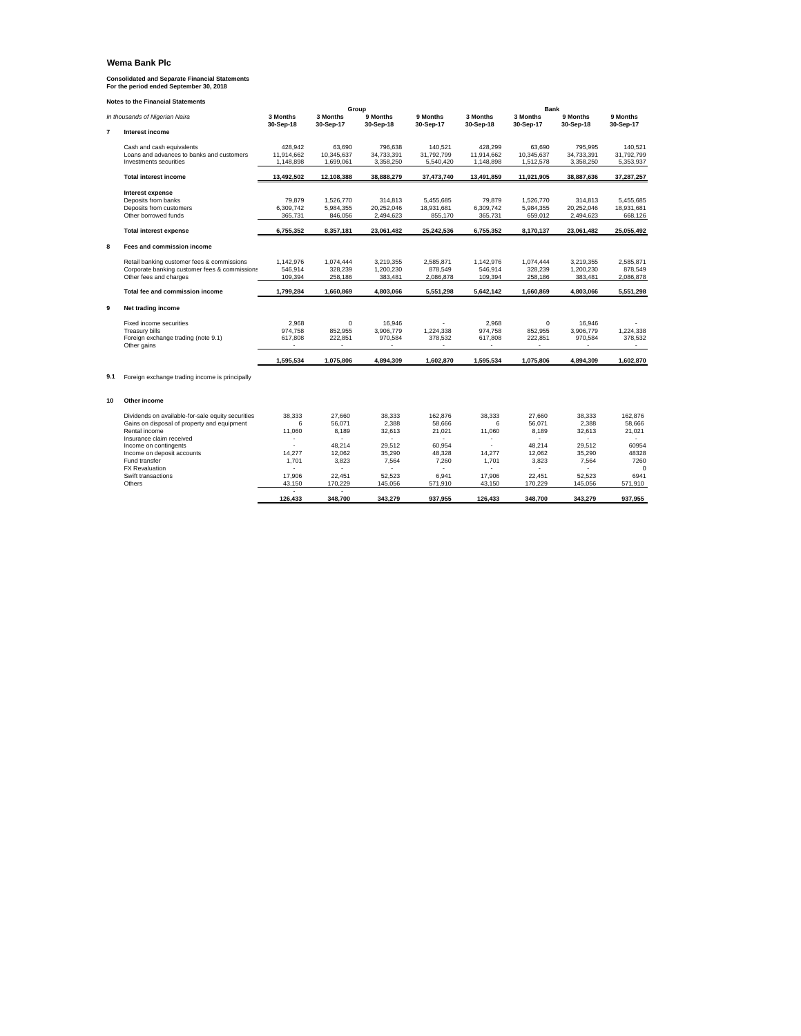## Wema Bank Plc

**Consolidated and Separate Financial Statements**
**For the period ended September 30, 2018**

**Notes to the Financial Statements**

| *In thousands of Nigerian Naira* | Group | | | | Bank | | | |
|---|---|---|---|---|---|---|---|---|
| | **3 Months 30-Sep-18** | **3 Months 30-Sep-17** | **9 Months 30-Sep-18** | **9 Months 30-Sep-17** | **3 Months 30-Sep-18** | **3 Months 30-Sep-17** | **9 Months 30-Sep-18** | **9 Months 30-Sep-17** |
| **7 Interest income** | | | | | | | | |
| Cash and cash equivalents | 428,942 | 63,690 | 796,638 | 140,521 | 428,299 | 63,690 | 795,995 | 140,521 |
| Loans and advances to banks and customers | 11,914,662 | 10,345,637 | 34,733,391 | 31,792,799 | 11,914,662 | 10,345,637 | 34,733,391 | 31,792,799 |
| Investments securities | 1,148,898 | 1,699,061 | 3,358,250 | 5,540,420 | 1,148,898 | 1,512,578 | 3,358,250 | 5,353,937 |
| **Total interest income** | **13,492,502** | **12,108,388** | **38,888,279** | **37,473,740** | **13,491,859** | **11,921,905** | **38,887,636** | **37,287,257** |
| **Interest expense** | | | | | | | | |
| Deposits from banks | 79,879 | 1,526,770 | 314,813 | 5,455,685 | 79,879 | 1,526,770 | 314,813 | 5,455,685 |
| Deposits from customers | 6,309,742 | 5,984,355 | 20,252,046 | 18,931,681 | 6,309,742 | 5,984,355 | 20,252,046 | 18,931,681 |
| Other borrowed funds | 365,731 | 846,056 | 2,494,623 | 855,170 | 365,731 | 659,012 | 2,494,623 | 668,126 |
| **Total interest expense** | **6,755,352** | **8,357,181** | **23,061,482** | **25,242,536** | **6,755,352** | **8,170,137** | **23,061,482** | **25,055,492** |
| **8 Fees and commission income** | | | | | | | | |
| Retail banking customer fees & commissions | 1,142,976 | 1,074,444 | 3,219,355 | 2,585,871 | 1,142,976 | 1,074,444 | 3,219,355 | 2,585,871 |
| Corporate banking customer fees & commissions | 546,914 | 328,239 | 1,200,230 | 878,549 | 546,914 | 328,239 | 1,200,230 | 878,549 |
| Other fees and charges | 109,394 | 258,186 | 383,481 | 2,086,878 | 109,394 | 258,186 | 383,481 | 2,086,878 |
| **Total fee and commission income** | **1,799,284** | **1,660,869** | **4,803,066** | **5,551,298** | **5,642,142** | **1,660,869** | **4,803,066** | **5,551,298** |
| **9 Net trading income** | | | | | | | | |
| Fixed income securities | 2,968 | 0 | 16,946 | - | 2,968 | 0 | 16,946 | - |
| Treasury bills | 974,758 | 852,955 | 3,906,779 | 1,224,338 | 974,758 | 852,955 | 3,906,779 | 1,224,338 |
| Foreign exchange trading (note 9.1) | 617,808 | 222,851 | 970,584 | 378,532 | 617,808 | 222,851 | 970,584 | 378,532 |
| Other gains | - | - | - | - | - | - | - | - |
| | **1,595,534** | **1,075,806** | **4,894,309** | **1,602,870** | **1,595,534** | **1,075,806** | **4,894,309** | **1,602,870** |

**9.1** Foreign exchange trading income is principally

| | Group | | | | Bank | | | |
|---|---|---|---|---|---|---|---|---|
| | **3 Months 30-Sep-18** | **3 Months 30-Sep-17** | **9 Months 30-Sep-18** | **9 Months 30-Sep-17** | **3 Months 30-Sep-18** | **3 Months 30-Sep-17** | **9 Months 30-Sep-18** | **9 Months 30-Sep-17** |
| **10 Other income** | | | | | | | | |
| Dividends on available-for-sale equity securities | 38,333 | 27,660 | 38,333 | 162,876 | 38,333 | 27,660 | 38,333 | 162,876 |
| Gains on disposal of property and equipment | 6 | 56,071 | 2,388 | 58,666 | 6 | 56,071 | 2,388 | 58,666 |
| Rental income | 11,060 | 8,189 | 32,613 | 21,021 | 11,060 | 8,189 | 32,613 | 21,021 |
| Insurance claim received | - | - | - | - | - | - | - | - |
| Income on contingents | - | 48,214 | 29,512 | 60,954 | - | 48,214 | 29,512 | 60954 |
| Income on deposit accounts | 14,277 | 12,062 | 35,290 | 48,328 | 14,277 | 12,062 | 35,290 | 48328 |
| Fund transfer | 1,701 | 3,823 | 7,564 | 7,260 | 1,701 | 3,823 | 7,564 | 7260 |
| FX Revaluation | - | - | - | - | - | - | - | 0 |
| Swift transactions | 17,906 | 22,451 | 52,523 | 6,941 | 17,906 | 22,451 | 52,523 | 6941 |
| Others | 43,150 | 170,229 | 145,056 | 571,910 | 43,150 | 170,229 | 145,056 | 571,910 |
| | - | - | | | | | | |
| | **126,433** | **348,700** | **343,279** | **937,955** | **126,433** | **348,700** | **343,279** | **937,955** |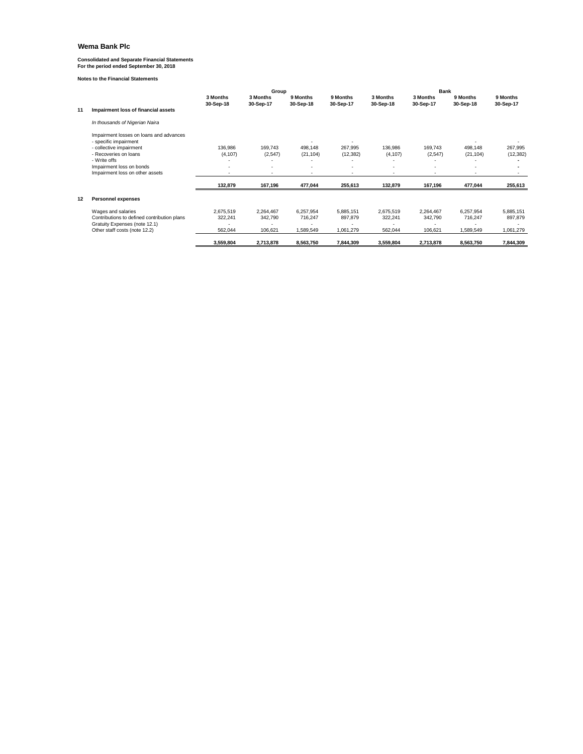# Wema Bank Plc

**Consolidated and Separate Financial Statements**
**For the period ended September 30, 2018**

**Notes to the Financial Statements**

| | | Group | | | | Bank | | | |
|---|---|---|---|---|---|---|---|---|---|
| | | **3 Months 30-Sep-18** | **3 Months 30-Sep-17** | **9 Months 30-Sep-18** | **9 Months 30-Sep-17** | **3 Months 30-Sep-18** | **3 Months 30-Sep-17** | **9 Months 30-Sep-18** | **9 Months 30-Sep-17** |
| **11** | **Impairment loss of financial assets** | | | | | | | | |
| | *In thousands of Nigerian Naira* | | | | | | | | |
| | Impairment losses on loans and advances | | | | | | | | |
| | - specific impairment | | | - | - | | | - | - |
| | - collective impairment | 136,986 | 169,743 | 498,148 | 267,995 | 136,986 | 169,743 | 498,148 | 267,995 |
| | - Recoveries on loans | (4,107) | (2,547) | (21,104) | (12,382) | (4,107) | (2,547) | (21,104) | (12,382) |
| | - Write offs | - | - | - | - | - | - | - | - |
| | Impairment loss on bonds | - | - | - | - | - | - | - | - |
| | Impairment loss on other assets | - | - | - | - | - | - | - | - |
| | | **132,879** | **167,196** | **477,044** | **255,613** | **132,879** | **167,196** | **477,044** | **255,613** |
| **12** | **Personnel expenses** | | | | | | | | |
| | Wages and salaries | 2,675,519 | 2,264,467 | 6,257,954 | 5,885,151 | 2,675,519 | 2,264,467 | 6,257,954 | 5,885,151 |
| | Contributions to defined contribution plans | 322,241 | 342,790 | 716,247 | 897,879 | 322,241 | 342,790 | 716,247 | 897,879 |
| | Gratuity Expenses (note 12.1) | - | - | - | - | - | - | - | - |
| | Other staff costs (note 12.2) | 562,044 | 106,621 | 1,589,549 | 1,061,279 | 562,044 | 106,621 | 1,589,549 | 1,061,279 |
| | | **3,559,804** | **2,713,878** | **8,563,750** | **7,844,309** | **3,559,804** | **2,713,878** | **8,563,750** | **7,844,309** |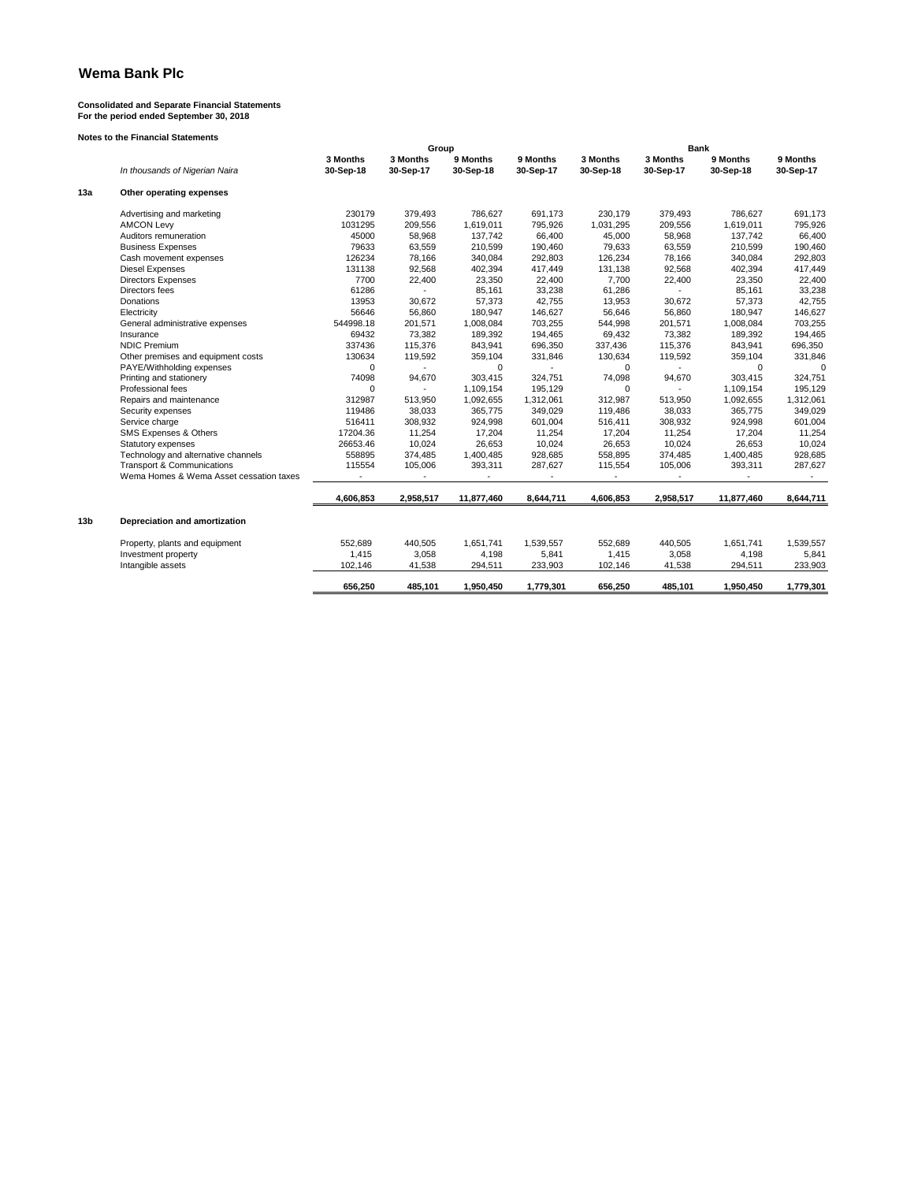# Wema Bank Plc

**Consolidated and Separate Financial Statements**
**For the period ended September 30, 2018**

**Notes to the Financial Statements**

| | *In thousands of Nigerian Naira* | Group | | | | Bank | | | |
|---|---|---|---|---|---|---|---|---|---|
| | | **3 Months 30-Sep-18** | **3 Months 30-Sep-17** | **9 Months 30-Sep-18** | **9 Months 30-Sep-17** | **3 Months 30-Sep-18** | **3 Months 30-Sep-17** | **9 Months 30-Sep-18** | **9 Months 30-Sep-17** |
| **13a** | **Other operating expenses** | | | | | | | | |
| | Advertising and marketing | 230179 | 379,493 | 786,627 | 691,173 | 230,179 | 379,493 | 786,627 | 691,173 |
| | AMCON Levy | 1031295 | 209,556 | 1,619,011 | 795,926 | 1,031,295 | 209,556 | 1,619,011 | 795,926 |
| | Auditors remuneration | 45000 | 58,968 | 137,742 | 66,400 | 45,000 | 58,968 | 137,742 | 66,400 |
| | Business Expenses | 79633 | 63,559 | 210,599 | 190,460 | 79,633 | 63,559 | 210,599 | 190,460 |
| | Cash movement expenses | 126234 | 78,166 | 340,084 | 292,803 | 126,234 | 78,166 | 340,084 | 292,803 |
| | Diesel Expenses | 131138 | 92,568 | 402,394 | 417,449 | 131,138 | 92,568 | 402,394 | 417,449 |
| | Directors Expenses | 7700 | 22,400 | 23,350 | 22,400 | 7,700 | 22,400 | 23,350 | 22,400 |
| | Directors fees | 61286 | - | 85,161 | 33,238 | 61,286 | - | 85,161 | 33,238 |
| | Donations | 13953 | 30,672 | 57,373 | 42,755 | 13,953 | 30,672 | 57,373 | 42,755 |
| | Electricity | 56646 | 56,860 | 180,947 | 146,627 | 56,646 | 56,860 | 180,947 | 146,627 |
| | General administrative expenses | 544998.18 | 201,571 | 1,008,084 | 703,255 | 544,998 | 201,571 | 1,008,084 | 703,255 |
| | Insurance | 69432 | 73,382 | 189,392 | 194,465 | 69,432 | 73,382 | 189,392 | 194,465 |
| | NDIC Premium | 337436 | 115,376 | 843,941 | 696,350 | 337,436 | 115,376 | 843,941 | 696,350 |
| | Other premises and equipment costs | 130634 | 119,592 | 359,104 | 331,846 | 130,634 | 119,592 | 359,104 | 331,846 |
| | PAYE/Withholding expenses | 0 | - | 0 | - | 0 | - | 0 | 0 |
| | Printing and stationery | 74098 | 94,670 | 303,415 | 324,751 | 74,098 | 94,670 | 303,415 | 324,751 |
| | Professional fees | 0 | - | 1,109,154 | 195,129 | 0 | - | 1,109,154 | 195,129 |
| | Repairs and maintenance | 312987 | 513,950 | 1,092,655 | 1,312,061 | 312,987 | 513,950 | 1,092,655 | 1,312,061 |
| | Security expenses | 119486 | 38,033 | 365,775 | 349,029 | 119,486 | 38,033 | 365,775 | 349,029 |
| | Service charge | 516411 | 308,932 | 924,998 | 601,004 | 516,411 | 308,932 | 924,998 | 601,004 |
| | SMS Expenses & Others | 17204.36 | 11,254 | 17,204 | 11,254 | 17,204 | 11,254 | 17,204 | 11,254 |
| | Statutory expenses | 26653.46 | 10,024 | 26,653 | 10,024 | 26,653 | 10,024 | 26,653 | 10,024 |
| | Technology and alternative channels | 558895 | 374,485 | 1,400,485 | 928,685 | 558,895 | 374,485 | 1,400,485 | 928,685 |
| | Transport & Communications | 115554 | 105,006 | 393,311 | 287,627 | 115,554 | 105,006 | 393,311 | 287,627 |
| | Wema Homes & Wema Asset cessation taxes | - | - | - | - | - | - | - | - |
| | | **4,606,853** | **2,958,517** | **11,877,460** | **8,644,711** | **4,606,853** | **2,958,517** | **11,877,460** | **8,644,711** |
| **13b** | **Depreciation and amortization** | | | | | | | | |
| | Property, plants and equipment | 552,689 | 440,505 | 1,651,741 | 1,539,557 | 552,689 | 440,505 | 1,651,741 | 1,539,557 |
| | Investment property | 1,415 | 3,058 | 4,198 | 5,841 | 1,415 | 3,058 | 4,198 | 5,841 |
| | Intangible assets | 102,146 | 41,538 | 294,511 | 233,903 | 102,146 | 41,538 | 294,511 | 233,903 |
| | | **656,250** | **485,101** | **1,950,450** | **1,779,301** | **656,250** | **485,101** | **1,950,450** | **1,779,301** |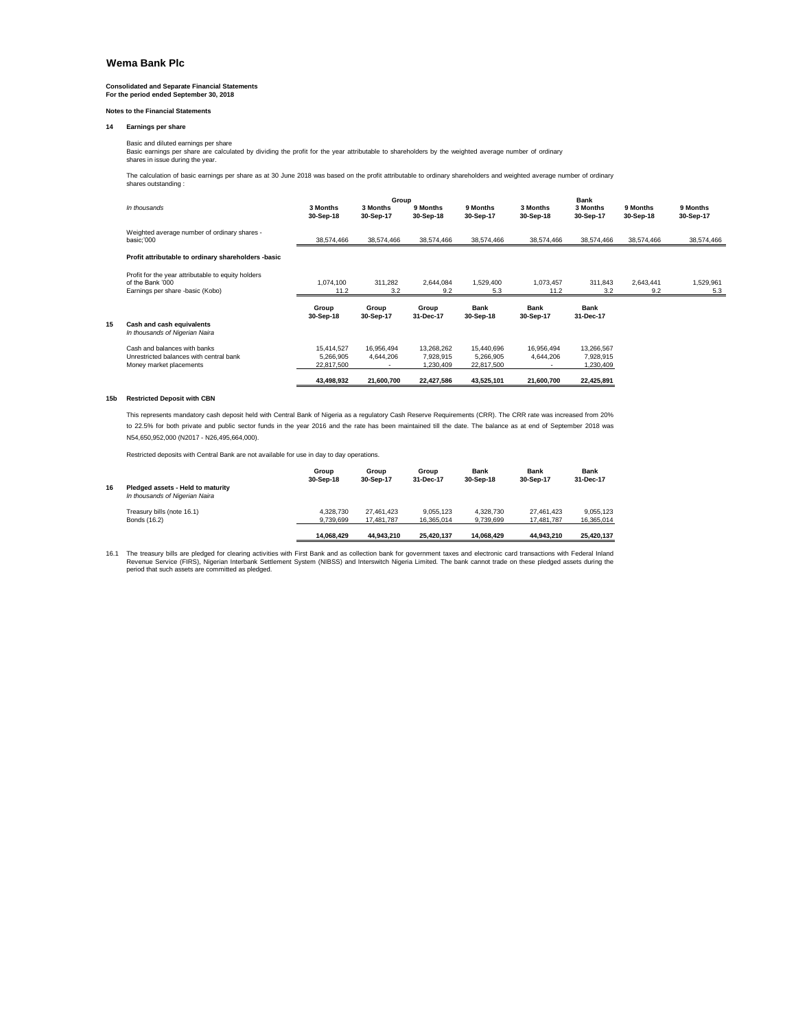# Wema Bank Plc

**Consolidated and Separate Financial Statements**
**For the period ended September 30, 2018**

**Notes to the Financial Statements**

## 14 Earnings per share

Basic and diluted earnings per share
Basic earnings per share are calculated by dividing the profit for the year attributable to shareholders by the weighted average number of ordinary shares in issue during the year.

The calculation of basic earnings per share as at 30 June 2018 was based on the profit attributable to ordinary shareholders and weighted average number of ordinary shares outstanding :

| *In thousands* | Group | | | | Bank | | | |
|---|---|---|---|---|---|---|---|---|
| | **3 Months 30-Sep-18** | **3 Months 30-Sep-17** | **9 Months 30-Sep-18** | **9 Months 30-Sep-17** | **3 Months 30-Sep-18** | **3 Months 30-Sep-17** | **9 Months 30-Sep-18** | **9 Months 30-Sep-17** |
| Weighted average number of ordinary shares - basic;'000 | 38,574,466 | 38,574,466 | 38,574,466 | 38,574,466 | 38,574,466 | 38,574,466 | 38,574,466 | 38,574,466 |
| **Profit attributable to ordinary shareholders -basic** | | | | | | | | |
| Profit for the year attributable to equity holders of the Bank '000 | 1,074,100 | 311,282 | 2,644,084 | 1,529,400 | 1,073,457 | 311,843 | 2,643,441 | 1,529,961 |
| Earnings per share -basic (Kobo) | 11.2 | 3.2 | 9.2 | 5.3 | 11.2 | 3.2 | 9.2 | 5.3 |

## 15 Cash and cash equivalents

| *In thousands of Nigerian Naira* | **Group 30-Sep-18** | **Group 30-Sep-17** | **Group 31-Dec-17** | **Bank 30-Sep-18** | **Bank 30-Sep-17** | **Bank 31-Dec-17** |
|---|---|---|---|---|---|---|
| Cash and balances with banks | 15,414,527 | 16,956,494 | 13,268,262 | 15,440,696 | 16,956,494 | 13,266,567 |
| Unrestricted balances with central bank | 5,266,905 | 4,644,206 | 7,928,915 | 5,266,905 | 4,644,206 | 7,928,915 |
| Money market placements | 22,817,500 | - | 1,230,409 | 22,817,500 | - | 1,230,409 |
| | **43,498,932** | **21,600,700** | **22,427,586** | **43,525,101** | **21,600,700** | **22,425,891** |

## 15b Restricted Deposit with CBN

This represents mandatory cash deposit held with Central Bank of Nigeria as a regulatory Cash Reserve Requirements (CRR). The CRR rate was increased from 20% to 22.5% for both private and public sector funds in the year 2016 and the rate has been maintained till the date. The balance as at end of September 2018 was N54,650,952,000 (N2017 - N26,495,664,000).

Restricted deposits with Central Bank are not available for use in day to day operations.

## 16 Pledged assets - Held to maturity

| *In thousands of Nigerian Naira* | **Group 30-Sep-18** | **Group 30-Sep-17** | **Group 31-Dec-17** | **Bank 30-Sep-18** | **Bank 30-Sep-17** | **Bank 31-Dec-17** |
|---|---|---|---|---|---|---|
| Treasury bills (note 16.1) | 4,328,730 | 27,461,423 | 9,055,123 | 4,328,730 | 27,461,423 | 9,055,123 |
| Bonds (16.2) | 9,739,699 | 17,481,787 | 16,365,014 | 9,739,699 | 17,481,787 | 16,365,014 |
| | **14,068,429** | **44,943,210** | **25,420,137** | **14,068,429** | **44,943,210** | **25,420,137** |

16.1 The treasury bills are pledged for clearing activities with First Bank and as collection bank for government taxes and electronic card transactions with Federal Inland Revenue Service (FIRS), Nigerian Interbank Settlement System (NIBSS) and Interswitch Nigeria Limited. The bank cannot trade on these pledged assets during the period that such assets are committed as pledged.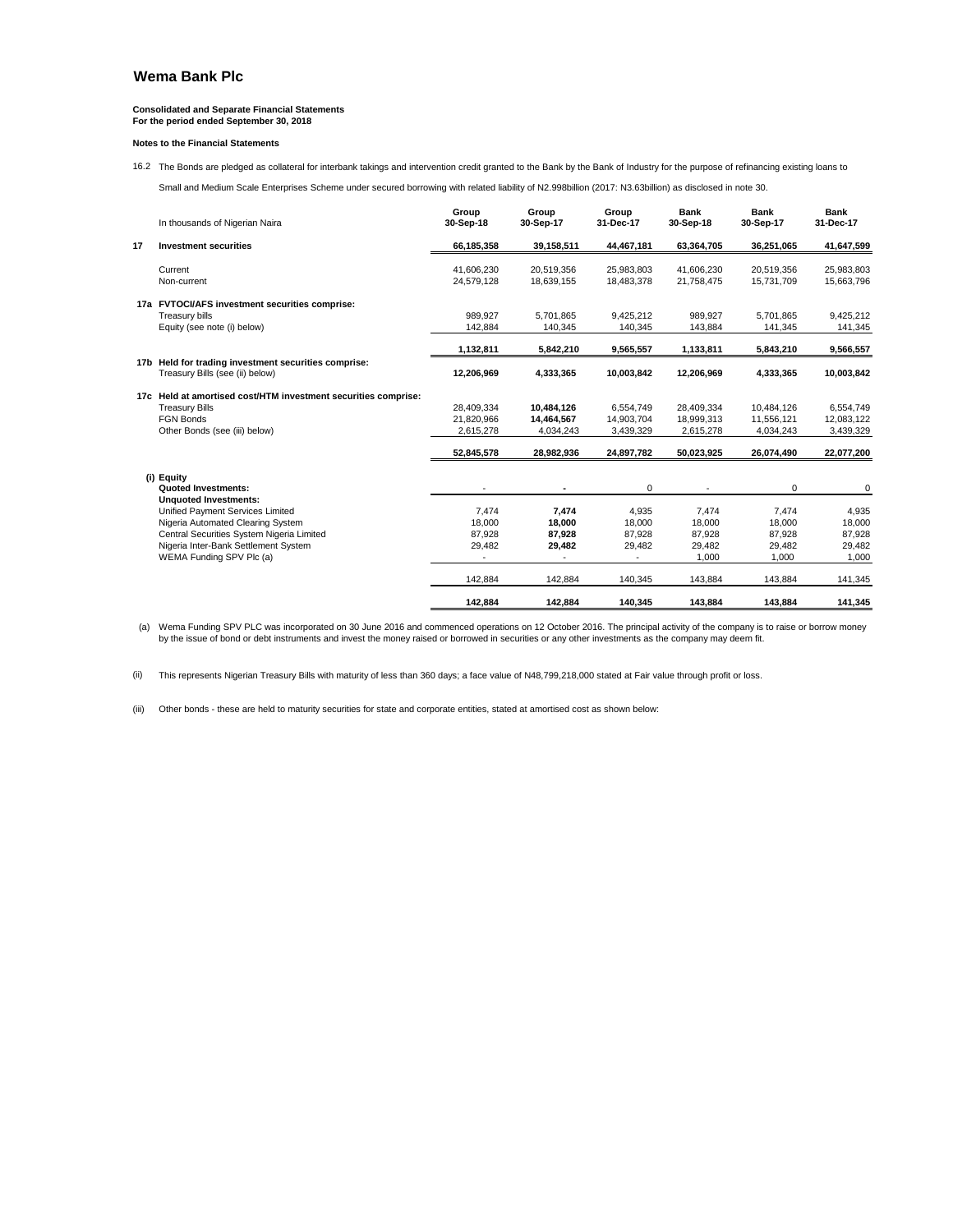## Wema Bank Plc

**Consolidated and Separate Financial Statements**
**For the period ended September 30, 2018**

**Notes to the Financial Statements**

16.2 The Bonds are pledged as collateral for interbank takings and intervention credit granted to the Bank by the Bank of Industry for the purpose of refinancing existing loans to

Small and Medium Scale Enterprises Scheme under secured borrowing with related liability of N2.998billion (2017: N3.63billion) as disclosed in note 30.

| | In thousands of Nigerian Naira | Group 30-Sep-18 | Group 30-Sep-17 | Group 31-Dec-17 | Bank 30-Sep-18 | Bank 30-Sep-17 | Bank 31-Dec-17 |
|---|---|---|---|---|---|---|---|
| **17** | **Investment securities** | **66,185,358** | **39,158,511** | **44,467,181** | **63,364,705** | **36,251,065** | **41,647,599** |
| | Current | 41,606,230 | 20,519,356 | 25,983,803 | 41,606,230 | 20,519,356 | 25,983,803 |
| | Non-current | 24,579,128 | 18,639,155 | 18,483,378 | 21,758,475 | 15,731,709 | 15,663,796 |
| **17a** | **FVTOCI/AFS investment securities comprise:** | | | | | | |
| | Treasury bills | 989,927 | 5,701,865 | 9,425,212 | 989,927 | 5,701,865 | 9,425,212 |
| | Equity (see note (i) below) | 142,884 | 140,345 | 140,345 | 143,884 | 141,345 | 141,345 |
| | | **1,132,811** | **5,842,210** | **9,565,557** | **1,133,811** | **5,843,210** | **9,566,557** |
| **17b** | **Held for trading investment securities comprise:** | | | | | | |
| | Treasury Bills (see (ii) below) | **12,206,969** | **4,333,365** | **10,003,842** | **12,206,969** | **4,333,365** | **10,003,842** |
| **17c** | **Held at amortised cost/HTM investment securities comprise:** | | | | | | |
| | Treasury Bills | 28,409,334 | **10,484,126** | 6,554,749 | 28,409,334 | 10,484,126 | 6,554,749 |
| | FGN Bonds | 21,820,966 | **14,464,567** | 14,903,704 | 18,999,313 | 11,556,121 | 12,083,122 |
| | Other Bonds (see (iii) below) | 2,615,278 | 4,034,243 | 3,439,329 | 2,615,278 | 4,034,243 | 3,439,329 |
| | | **52,845,578** | **28,982,936** | **24,897,782** | **50,023,925** | **26,074,490** | **22,077,200** |
| **(i)** | **Equity** | | | | | | |
| | **Quoted Investments:** | - | - | 0 | - | 0 | 0 |
| | **Unquoted Investments:** | | | | | | |
| | Unified Payment Services Limited | 7,474 | **7,474** | 4,935 | 7,474 | 7,474 | 4,935 |
| | Nigeria Automated Clearing System | 18,000 | **18,000** | 18,000 | 18,000 | 18,000 | 18,000 |
| | Central Securities System Nigeria Limited | 87,928 | **87,928** | 87,928 | 87,928 | 87,928 | 87,928 |
| | Nigeria Inter-Bank Settlement System | 29,482 | **29,482** | 29,482 | 29,482 | 29,482 | 29,482 |
| | WEMA Funding SPV Plc (a) | - | - | - | 1,000 | 1,000 | 1,000 |
| | | 142,884 | 142,884 | 140,345 | 143,884 | 143,884 | 141,345 |
| | | **142,884** | **142,884** | **140,345** | **143,884** | **143,884** | **141,345** |

(a) Wema Funding SPV PLC was incorporated on 30 June 2016 and commenced operations on 12 October 2016. The principal activity of the company is to raise or borrow money by the issue of bond or debt instruments and invest the money raised or borrowed in securities or any other investments as the company may deem fit.

(ii) This represents Nigerian Treasury Bills with maturity of less than 360 days; a face value of N48,799,218,000 stated at Fair value through profit or loss.

(iii) Other bonds - these are held to maturity securities for state and corporate entities, stated at amortised cost as shown below: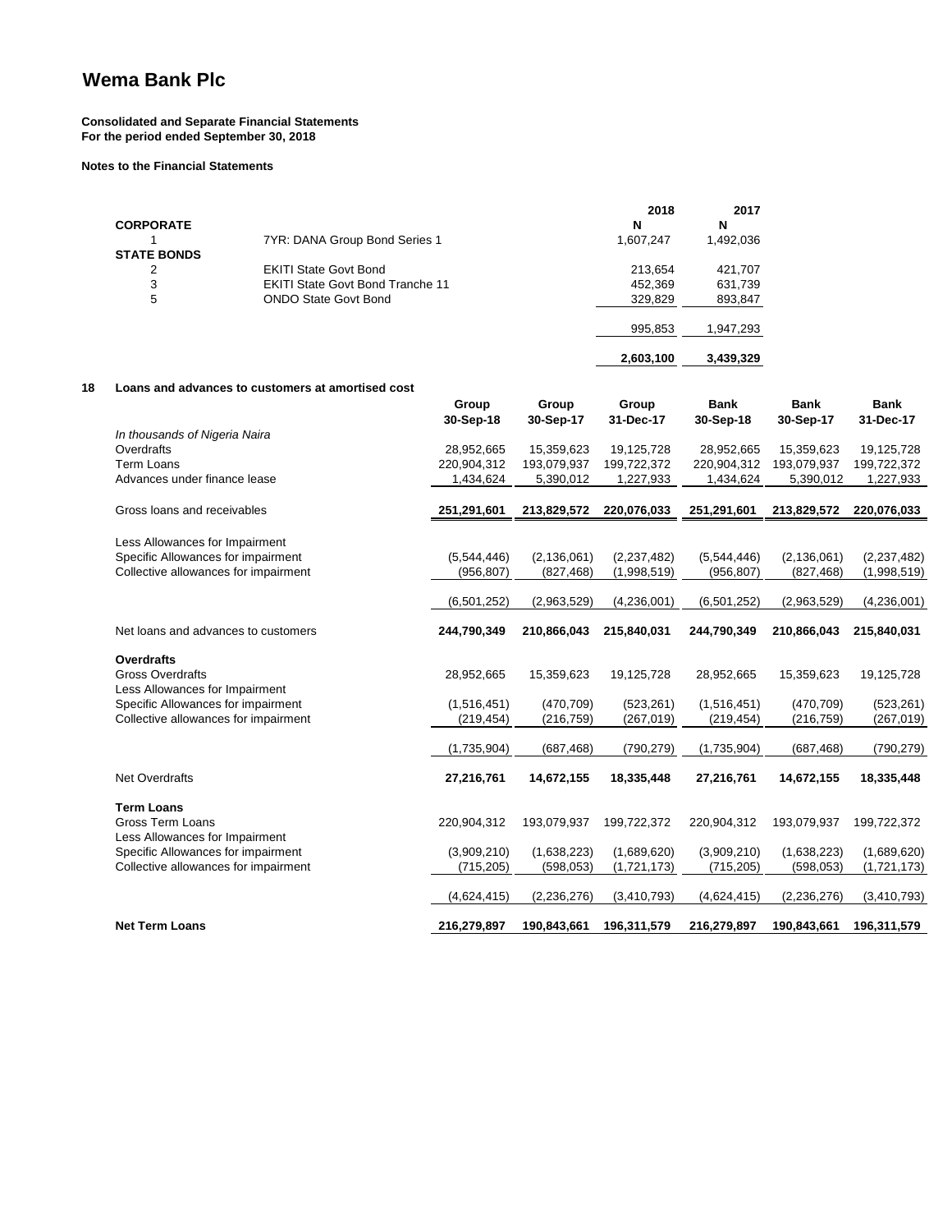# Wema Bank Plc

**Consolidated and Separate Financial Statements**
**For the period ended September 30, 2018**

**Notes to the Financial Statements**

| | | 2018 | 2017 |
|---|---|---|---|
| | | N | N |
| **CORPORATE** | | | |
| 1 | 7YR: DANA Group Bond Series 1 | 1,607,247 | 1,492,036 |
| **STATE BONDS** | | | |
| 2 | EKITI State Govt Bond | 213,654 | 421,707 |
| 3 | EKITI State Govt Bond Tranche 11 | 452,369 | 631,739 |
| 5 | ONDO State Govt Bond | 329,829 | 893,847 |
| | | 995,853 | 1,947,293 |
| | | **2,603,100** | **3,439,329** |

## 18 Loans and advances to customers at amortised cost

| | Group 30-Sep-18 | Group 30-Sep-17 | Group 31-Dec-17 | Bank 30-Sep-18 | Bank 30-Sep-17 | Bank 31-Dec-17 |
|---|---|---|---|---|---|---|
| *In thousands of Nigeria Naira* | | | | | | |
| Overdrafts | 28,952,665 | 15,359,623 | 19,125,728 | 28,952,665 | 15,359,623 | 19,125,728 |
| Term Loans | 220,904,312 | 193,079,937 | 199,722,372 | 220,904,312 | 193,079,937 | 199,722,372 |
| Advances under finance lease | 1,434,624 | 5,390,012 | 1,227,933 | 1,434,624 | 5,390,012 | 1,227,933 |
| Gross loans and receivables | **251,291,601** | **213,829,572** | **220,076,033** | **251,291,601** | **213,829,572** | **220,076,033** |
| Less Allowances for Impairment | | | | | | |
| Specific Allowances for impairment | (5,544,446) | (2,136,061) | (2,237,482) | (5,544,446) | (2,136,061) | (2,237,482) |
| Collective allowances for impairment | (956,807) | (827,468) | (1,998,519) | (956,807) | (827,468) | (1,998,519) |
| | (6,501,252) | (2,963,529) | (4,236,001) | (6,501,252) | (2,963,529) | (4,236,001) |
| Net loans and advances to customers | **244,790,349** | **210,866,043** | **215,840,031** | **244,790,349** | **210,866,043** | **215,840,031** |
| **Overdrafts** | | | | | | |
| Gross Overdrafts | 28,952,665 | 15,359,623 | 19,125,728 | 28,952,665 | 15,359,623 | 19,125,728 |
| Less Allowances for Impairment | | | | | | |
| Specific Allowances for impairment | (1,516,451) | (470,709) | (523,261) | (1,516,451) | (470,709) | (523,261) |
| Collective allowances for impairment | (219,454) | (216,759) | (267,019) | (219,454) | (216,759) | (267,019) |
| | (1,735,904) | (687,468) | (790,279) | (1,735,904) | (687,468) | (790,279) |
| Net Overdrafts | **27,216,761** | **14,672,155** | **18,335,448** | **27,216,761** | **14,672,155** | **18,335,448** |
| **Term Loans** | | | | | | |
| Gross Term Loans | 220,904,312 | 193,079,937 | 199,722,372 | 220,904,312 | 193,079,937 | 199,722,372 |
| Less Allowances for Impairment | | | | | | |
| Specific Allowances for impairment | (3,909,210) | (1,638,223) | (1,689,620) | (3,909,210) | (1,638,223) | (1,689,620) |
| Collective allowances for impairment | (715,205) | (598,053) | (1,721,173) | (715,205) | (598,053) | (1,721,173) |
| | (4,624,415) | (2,236,276) | (3,410,793) | (4,624,415) | (2,236,276) | (3,410,793) |
| **Net Term Loans** | **216,279,897** | **190,843,661** | **196,311,579** | **216,279,897** | **190,843,661** | **196,311,579** |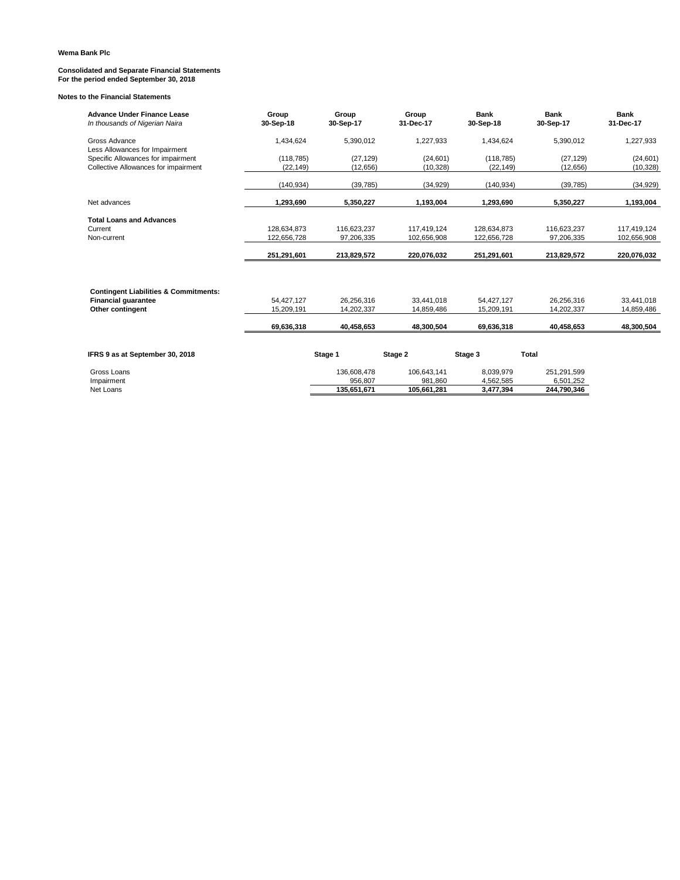**Wema Bank Plc**

**Consolidated and Separate Financial Statements**
**For the period ended September 30, 2018**

**Notes to the Financial Statements**

| **Advance Under Finance Lease** *In thousands of Nigerian Naira* | **Group 30-Sep-18** | **Group 30-Sep-17** | **Group 31-Dec-17** | **Bank 30-Sep-18** | **Bank 30-Sep-17** | **Bank 31-Dec-17** |
|---|---|---|---|---|---|---|
| Gross Advance | 1,434,624 | 5,390,012 | 1,227,933 | 1,434,624 | 5,390,012 | 1,227,933 |
| Less Allowances for Impairment | | | | | | |
| Specific Allowances for impairment | (118,785) | (27,129) | (24,601) | (118,785) | (27,129) | (24,601) |
| Collective Allowances for impairment | (22,149) | (12,656) | (10,328) | (22,149) | (12,656) | (10,328) |
| | (140,934) | (39,785) | (34,929) | (140,934) | (39,785) | (34,929) |
| Net advances | **1,293,690** | **5,350,227** | **1,193,004** | **1,293,690** | **5,350,227** | **1,193,004** |
| **Total Loans and Advances** | | | | | | |
| Current | 128,634,873 | 116,623,237 | 117,419,124 | 128,634,873 | 116,623,237 | 117,419,124 |
| Non-current | 122,656,728 | 97,206,335 | 102,656,908 | 122,656,728 | 97,206,335 | 102,656,908 |
| | **251,291,601** | **213,829,572** | **220,076,032** | **251,291,601** | **213,829,572** | **220,076,032** |

| **Contingent Liabilities & Commitments:** | | | | | | |
|---|---|---|---|---|---|---|
| **Financial guarantee** | 54,427,127 | 26,256,316 | 33,441,018 | 54,427,127 | 26,256,316 | 33,441,018 |
| **Other contingent** | 15,209,191 | 14,202,337 | 14,859,486 | 15,209,191 | 14,202,337 | 14,859,486 |
| | **69,636,318** | **40,458,653** | **48,300,504** | **69,636,318** | **40,458,653** | **48,300,504** |

| **IFRS 9 as at September 30, 2018** | **Stage 1** | **Stage 2** | **Stage 3** | **Total** |
|---|---|---|---|---|
| Gross Loans | 136,608,478 | 106,643,141 | 8,039,979 | 251,291,599 |
| Impairment | 956,807 | 981,860 | 4,562,585 | 6,501,252 |
| Net Loans | **135,651,671** | **105,661,281** | **3,477,394** | **244,790,346** |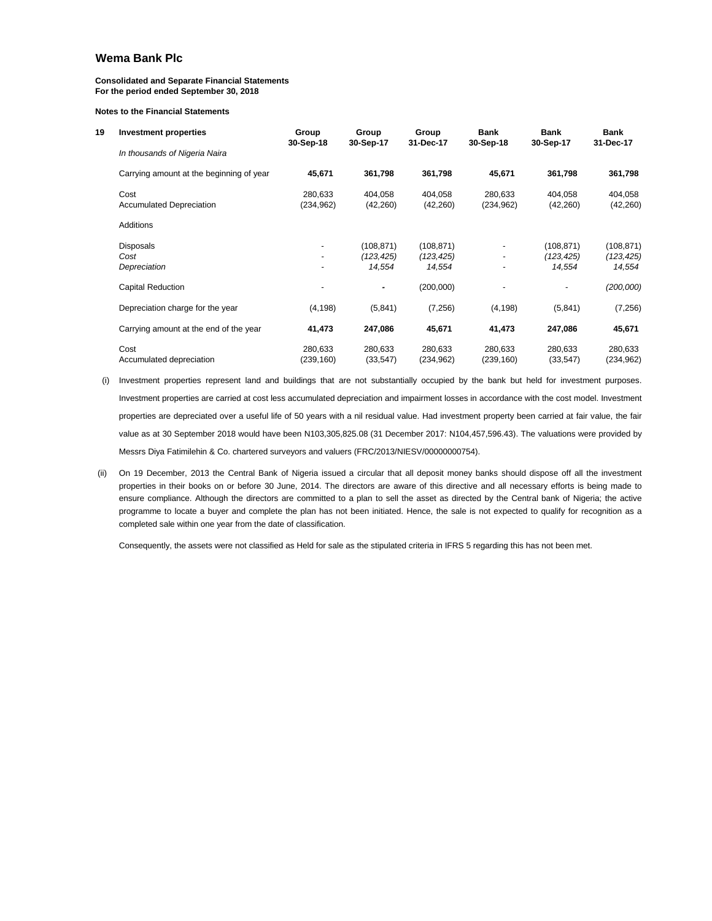# Wema Bank Plc

**Consolidated and Separate Financial Statements**
**For the period ended September 30, 2018**

**Notes to the Financial Statements**

| 19 **Investment properties** | Group 30-Sep-18 | Group 30-Sep-17 | Group 31-Dec-17 | Bank 30-Sep-18 | Bank 30-Sep-17 | Bank 31-Dec-17 |
|---|---|---|---|---|---|---|
| *In thousands of Nigeria Naira* | | | | | | |
| Carrying amount at the beginning of year | **45,671** | **361,798** | **361,798** | **45,671** | **361,798** | **361,798** |
| Cost | 280,633 | 404,058 | 404,058 | 280,633 | 404,058 | 404,058 |
| Accumulated Depreciation | (234,962) | (42,260) | (42,260) | (234,962) | (42,260) | (42,260) |
| Additions | | | | | | |
| Disposals | - | (108,871) | (108,871) | - | (108,871) | (108,871) |
| *Cost* | - | *(123,425)* | *(123,425)* | - | *(123,425)* | *(123,425)* |
| *Depreciation* | - | *14,554* | *14,554* | - | *14,554* | *14,554* |
| Capital Reduction | - | - | (200,000) | - | - | *(200,000)* |
| Depreciation charge for the year | (4,198) | (5,841) | (7,256) | (4,198) | (5,841) | (7,256) |
| Carrying amount at the end of the year | **41,473** | **247,086** | **45,671** | **41,473** | **247,086** | **45,671** |
| Cost | 280,633 | 280,633 | 280,633 | 280,633 | 280,633 | 280,633 |
| Accumulated depreciation | (239,160) | (33,547) | (234,962) | (239,160) | (33,547) | (234,962) |

(i) Investment properties represent land and buildings that are not substantially occupied by the bank but held for investment purposes. Investment properties are carried at cost less accumulated depreciation and impairment losses in accordance with the cost model. Investment properties are depreciated over a useful life of 50 years with a nil residual value. Had investment property been carried at fair value, the fair value as at 30 September 2018 would have been N103,305,825.08 (31 December 2017: N104,457,596.43). The valuations were provided by Messrs Diya Fatimilehin & Co. chartered surveyors and valuers (FRC/2013/NIESV/00000000754).

(ii) On 19 December, 2013 the Central Bank of Nigeria issued a circular that all deposit money banks should dispose off all the investment properties in their books on or before 30 June, 2014. The directors are aware of this directive and all necessary efforts is being made to ensure compliance. Although the directors are committed to a plan to sell the asset as directed by the Central bank of Nigeria; the active programme to locate a buyer and complete the plan has not been initiated. Hence, the sale is not expected to qualify for recognition as a completed sale within one year from the date of classification.

Consequently, the assets were not classified as Held for sale as the stipulated criteria in IFRS 5 regarding this has not been met.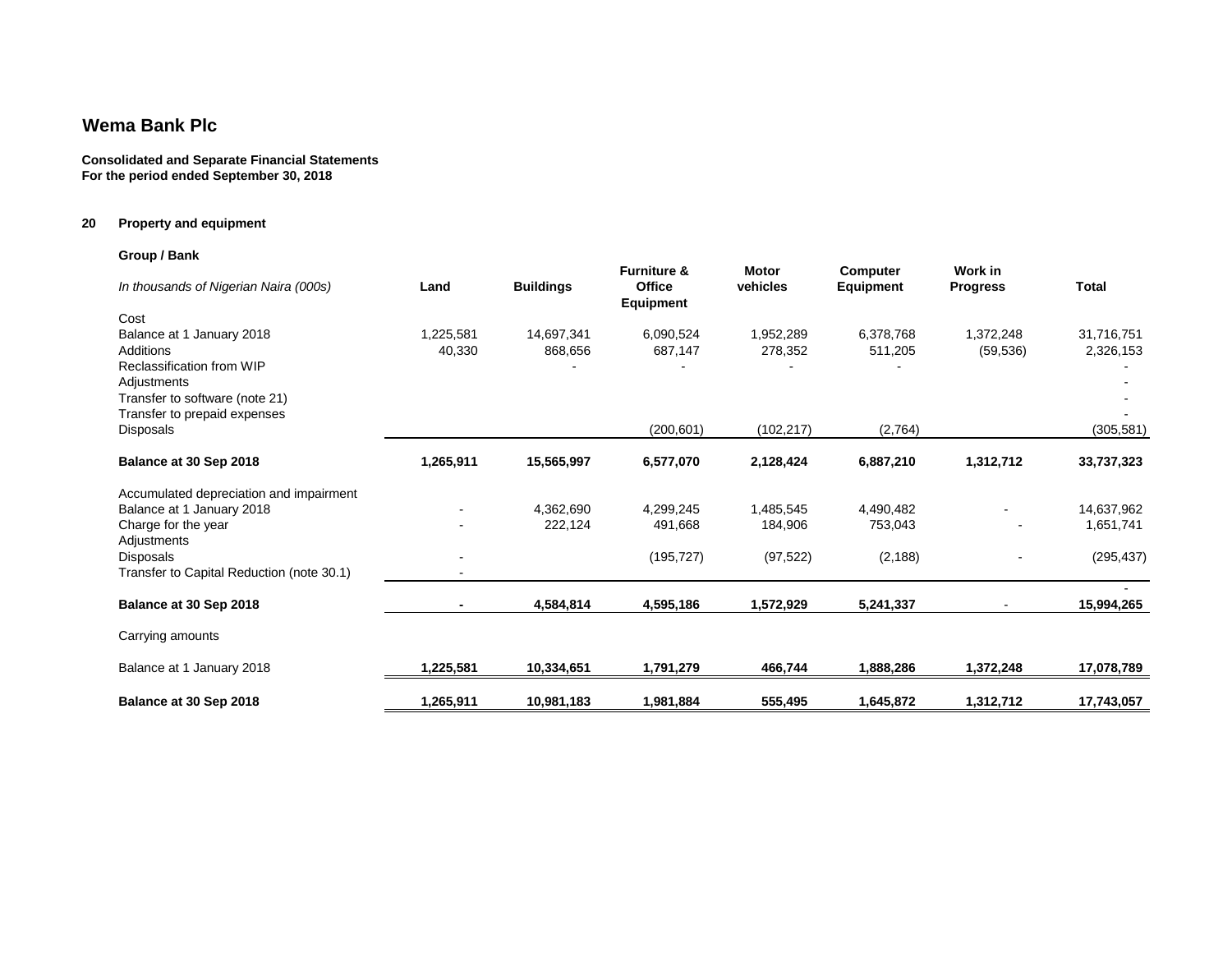# Wema Bank Plc

**Consolidated and Separate Financial Statements**
**For the period ended September 30, 2018**

## 20 Property and equipment

**Group / Bank**

| *In thousands of Nigerian Naira (000s)* | **Land** | **Buildings** | **Furniture & Office Equipment** | **Motor vehicles** | **Computer Equipment** | **Work in Progress** | **Total** |
|---|---|---|---|---|---|---|---|
| Cost | | | | | | | |
| Balance at 1 January 2018 | 1,225,581 | 14,697,341 | 6,090,524 | 1,952,289 | 6,378,768 | 1,372,248 | 31,716,751 |
| Additions | 40,330 | 868,656 | 687,147 | 278,352 | 511,205 | (59,536) | 2,326,153 |
| Reclassification from WIP | | - | - | - | - | | - |
| Adjustments | | | | | | | - |
| Transfer to software (note 21) | | | | | | | - |
| Transfer to prepaid expenses | | | | | | | - |
| Disposals | | | (200,601) | (102,217) | (2,764) | | (305,581) |
| **Balance at 30 Sep 2018** | **1,265,911** | **15,565,997** | **6,577,070** | **2,128,424** | **6,887,210** | **1,312,712** | **33,737,323** |
| Accumulated depreciation and impairment | | | | | | | |
| Balance at 1 January 2018 | - | 4,362,690 | 4,299,245 | 1,485,545 | 4,490,482 | - | 14,637,962 |
| Charge for the year | - | 222,124 | 491,668 | 184,906 | 753,043 | - | 1,651,741 |
| Adjustments | | | | | | | |
| Disposals | - | | (195,727) | (97,522) | (2,188) | - | (295,437) |
| Transfer to Capital Reduction (note 30.1) | - | | | | | | - |
| **Balance at 30 Sep 2018** | **-** | **4,584,814** | **4,595,186** | **1,572,929** | **5,241,337** | - | **15,994,265** |
| Carrying amounts | | | | | | | |
| Balance at 1 January 2018 | **1,225,581** | **10,334,651** | **1,791,279** | **466,744** | **1,888,286** | **1,372,248** | **17,078,789** |
| **Balance at 30 Sep 2018** | **1,265,911** | **10,981,183** | **1,981,884** | **555,495** | **1,645,872** | **1,312,712** | **17,743,057** |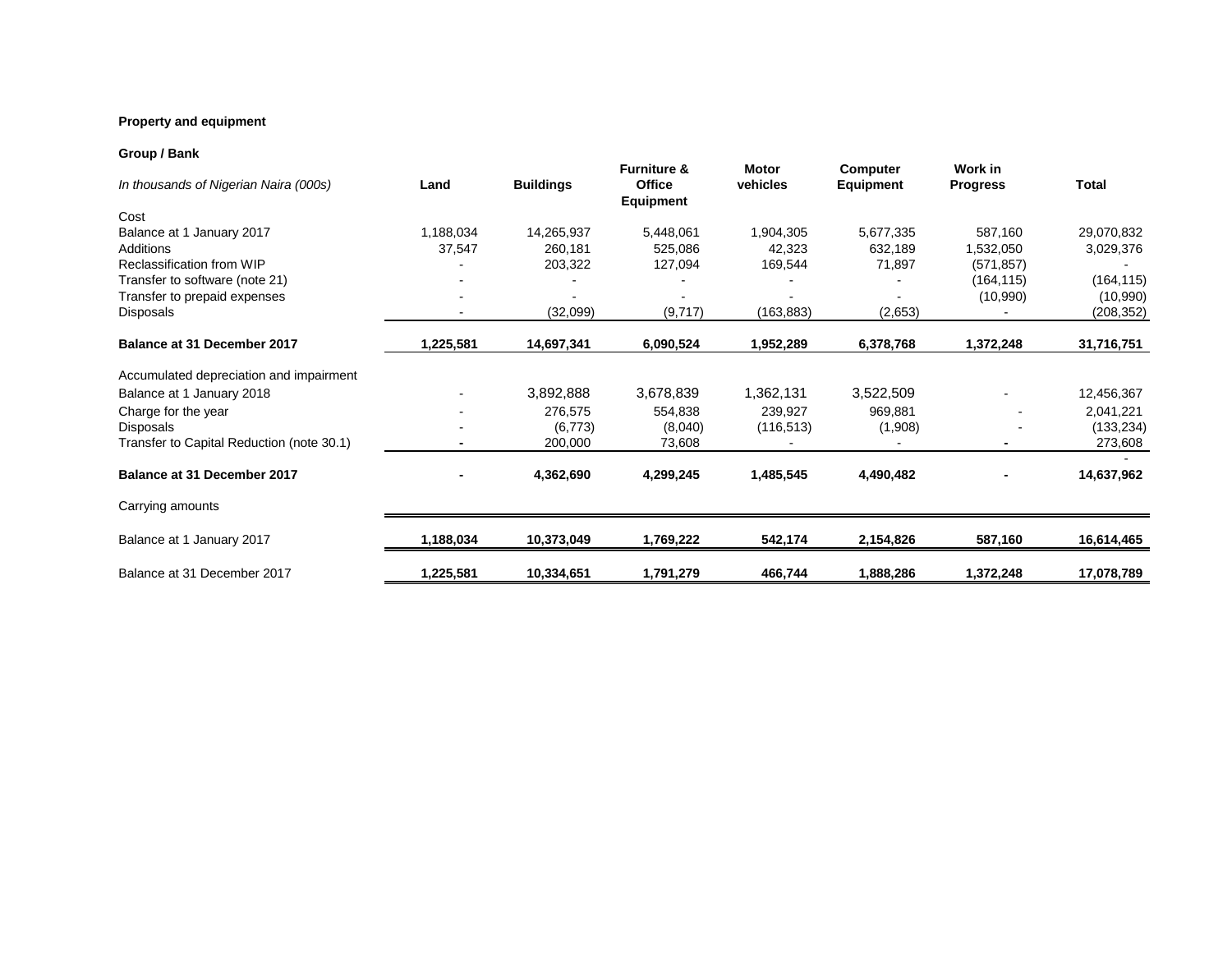**Property and equipment**

**Group / Bank**

| *In thousands of Nigerian Naira (000s)* | **Land** | **Buildings** | **Furniture & Office Equipment** | **Motor vehicles** | **Computer Equipment** | **Work in Progress** | **Total** |
|---|---|---|---|---|---|---|---|
| Cost | | | | | | | |
| Balance at 1 January 2017 | 1,188,034 | 14,265,937 | 5,448,061 | 1,904,305 | 5,677,335 | 587,160 | 29,070,832 |
| Additions | 37,547 | 260,181 | 525,086 | 42,323 | 632,189 | 1,532,050 | 3,029,376 |
| Reclassification from WIP | - | 203,322 | 127,094 | 169,544 | 71,897 | (571,857) | - |
| Transfer to software (note 21) | - | - | - | - | - | (164,115) | (164,115) |
| Transfer to prepaid expenses | - | - | - | - | - | (10,990) | (10,990) |
| Disposals | - | (32,099) | (9,717) | (163,883) | (2,653) | - | (208,352) |
| **Balance at 31 December 2017** | **1,225,581** | **14,697,341** | **6,090,524** | **1,952,289** | **6,378,768** | **1,372,248** | **31,716,751** |
| Accumulated depreciation and impairment | | | | | | | |
| Balance at 1 January 2018 | - | 3,892,888 | 3,678,839 | 1,362,131 | 3,522,509 | - | 12,456,367 |
| Charge for the year | - | 276,575 | 554,838 | 239,927 | 969,881 | - | 2,041,221 |
| Disposals | - | (6,773) | (8,040) | (116,513) | (1,908) | - | (133,234) |
| Transfer to Capital Reduction (note 30.1) | **-** | 200,000 | 73,608 | - | - | **-** | 273,608 |
| | | | | | | | - |
| **Balance at 31 December 2017** | **-** | **4,362,690** | **4,299,245** | **1,485,545** | **4,490,482** | **-** | **14,637,962** |
| Carrying amounts | | | | | | | |
| Balance at 1 January 2017 | **1,188,034** | **10,373,049** | **1,769,222** | **542,174** | **2,154,826** | **587,160** | **16,614,465** |
| Balance at 31 December 2017 | **1,225,581** | **10,334,651** | **1,791,279** | **466,744** | **1,888,286** | **1,372,248** | **17,078,789** |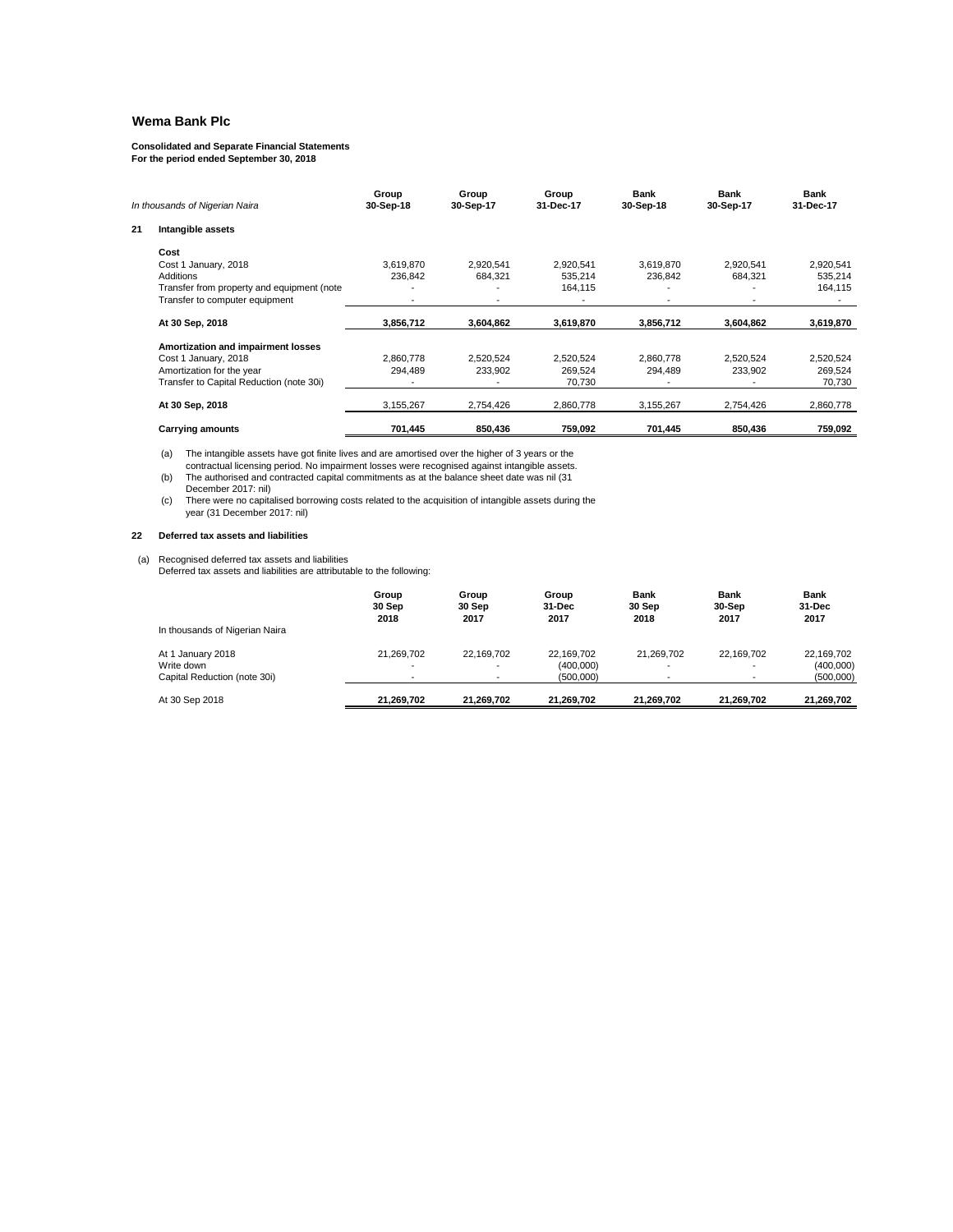**Wema Bank Plc**

**Consolidated and Separate Financial Statements**
**For the period ended September 30, 2018**

| *In thousands of Nigerian Naira* | Group 30-Sep-18 | Group 30-Sep-17 | Group 31-Dec-17 | Bank 30-Sep-18 | Bank 30-Sep-17 | Bank 31-Dec-17 |
|---|---|---|---|---|---|---|
| **21 Intangible assets** | | | | | | |
| **Cost** | | | | | | |
| Cost 1 January, 2018 | 3,619,870 | 2,920,541 | 2,920,541 | 3,619,870 | 2,920,541 | 2,920,541 |
| Additions | 236,842 | 684,321 | 535,214 | 236,842 | 684,321 | 535,214 |
| Transfer from property and equipment (note | - | - | 164,115 | - | - | 164,115 |
| Transfer to computer equipment | - | - | - | - | - | - |
| **At 30 Sep, 2018** | **3,856,712** | **3,604,862** | **3,619,870** | **3,856,712** | **3,604,862** | **3,619,870** |
| **Amortization and impairment losses** | | | | | | |
| Cost 1 January, 2018 | 2,860,778 | 2,520,524 | 2,520,524 | 2,860,778 | 2,520,524 | 2,520,524 |
| Amortization for the year | 294,489 | 233,902 | 269,524 | 294,489 | 233,902 | 269,524 |
| Transfer to Capital Reduction (note 30i) | - | - | 70,730 | - | - | 70,730 |
| **At 30 Sep, 2018** | 3,155,267 | 2,754,426 | 2,860,778 | 3,155,267 | 2,754,426 | 2,860,778 |
| **Carrying amounts** | **701,445** | **850,436** | **759,092** | **701,445** | **850,436** | **759,092** |

(a) The intangible assets have got finite lives and are amortised over the higher of 3 years or the contractual licensing period. No impairment losses were recognised against intangible assets.

(b) The authorised and contracted capital commitments as at the balance sheet date was nil (31 December 2017: nil)

(c) There were no capitalised borrowing costs related to the acquisition of intangible assets during the year (31 December 2017: nil)

**22 Deferred tax assets and liabilities**

(a) Recognised deferred tax assets and liabilities
Deferred tax assets and liabilities are attributable to the following:

| In thousands of Nigerian Naira | Group 30 Sep 2018 | Group 30 Sep 2017 | Group 31-Dec 2017 | Bank 30 Sep 2018 | Bank 30-Sep 2017 | Bank 31-Dec 2017 |
|---|---|---|---|---|---|---|
| At 1 January 2018 | 21,269,702 | 22,169,702 | 22,169,702 | 21,269,702 | 22,169,702 | 22,169,702 |
| Write down | - | - | (400,000) | - | - | (400,000) |
| Capital Reduction (note 30i) | - | - | (500,000) | - | - | (500,000) |
| At 30 Sep 2018 | **21,269,702** | **21,269,702** | **21,269,702** | **21,269,702** | **21,269,702** | **21,269,702** |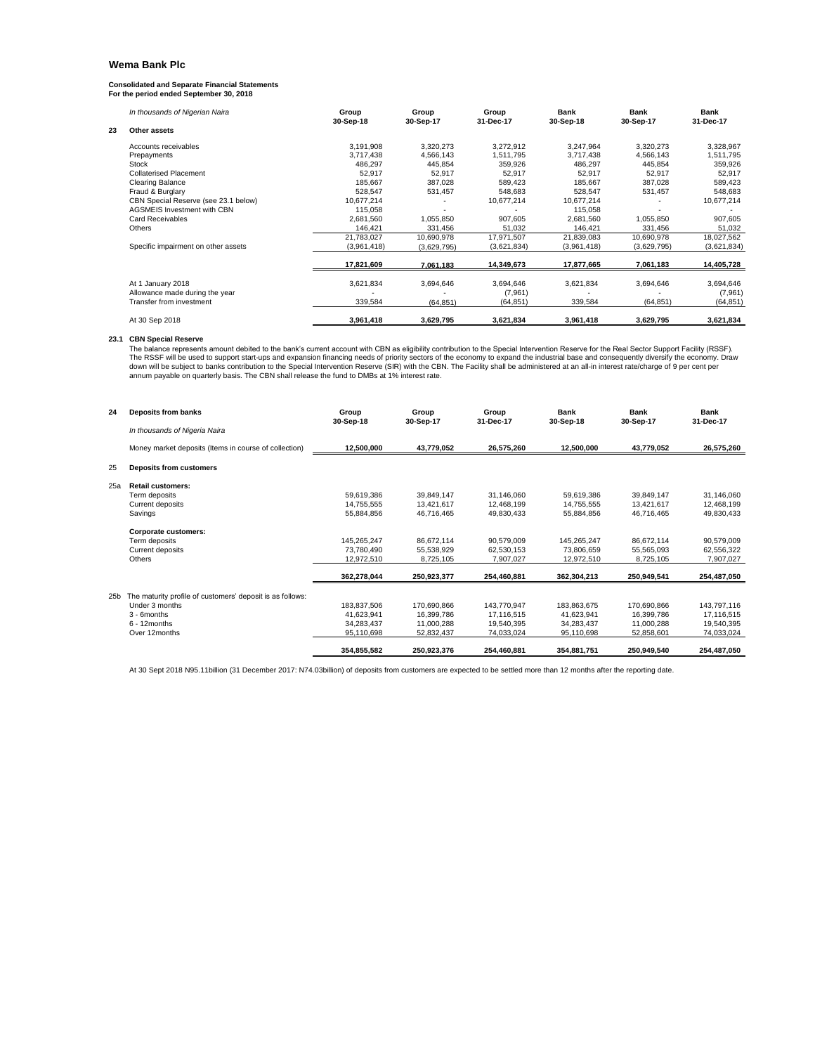# Wema Bank Plc

**Consolidated and Separate Financial Statements**
**For the period ended September 30, 2018**

## 23 Other assets

| *In thousands of Nigerian Naira* | Group 30-Sep-18 | Group 30-Sep-17 | Group 31-Dec-17 | Bank 30-Sep-18 | Bank 30-Sep-17 | Bank 31-Dec-17 |
|---|---|---|---|---|---|---|
| Accounts receivables | 3,191,908 | 3,320,273 | 3,272,912 | 3,247,964 | 3,320,273 | 3,328,967 |
| Prepayments | 3,717,438 | 4,566,143 | 1,511,795 | 3,717,438 | 4,566,143 | 1,511,795 |
| Stock | 486,297 | 445,854 | 359,926 | 486,297 | 445,854 | 359,926 |
| Collaterised Placement | 52,917 | 52,917 | 52,917 | 52,917 | 52,917 | 52,917 |
| Clearing Balance | 185,667 | 387,028 | 589,423 | 185,667 | 387,028 | 589,423 |
| Fraud & Burglary | 528,547 | 531,457 | 548,683 | 528,547 | 531,457 | 548,683 |
| CBN Special Reserve (see 23.1 below) | 10,677,214 | - | 10,677,214 | 10,677,214 | - | 10,677,214 |
| AGSMEIS Investment with CBN | 115,058 | - | - | 115,058 | - | - |
| Card Receivables | 2,681,560 | 1,055,850 | 907,605 | 2,681,560 | 1,055,850 | 907,605 |
| Others | 146,421 | 331,456 | 51,032 | 146,421 | 331,456 | 51,032 |
| | 21,783,027 | 10,690,978 | 17,971,507 | 21,839,083 | 10,690,978 | 18,027,562 |
| Specific impairment on other assets | (3,961,418) | (3,629,795) | (3,621,834) | (3,961,418) | (3,629,795) | (3,621,834) |
| | **17,821,609** | **7,061,183** | **14,349,673** | **17,877,665** | **7,061,183** | **14,405,728** |
| At 1 January 2018 | 3,621,834 | 3,694,646 | 3,694,646 | 3,621,834 | 3,694,646 | 3,694,646 |
| Allowance made during the year | - | - | (7,961) | - | - | (7,961) |
| Transfer from investment | 339,584 | (64,851) | (64,851) | 339,584 | (64,851) | (64,851) |
| At 30 Sep 2018 | **3,961,418** | **3,629,795** | **3,621,834** | **3,961,418** | **3,629,795** | **3,621,834** |

### 23.1 CBN Special Reserve

The balance represents amount debited to the bank's current account with CBN as eligibility contribution to the Special Intervention Reserve for the Real Sector Support Facility (RSSF). The RSSF will be used to support start-ups and expansion financing needs of priority sectors of the economy to expand the industrial base and consequently diversify the economy. Draw down will be subject to banks contribution to the Special Intervention Reserve (SIR) with the CBN. The Facility shall be administered at an all-in interest rate/charge of 9 per cent per annum payable on quarterly basis. The CBN shall release the fund to DMBs at 1% interest rate.

## 24 Deposits from banks

| *In thousands of Nigeria Naira* | Group 30-Sep-18 | Group 30-Sep-17 | Group 31-Dec-17 | Bank 30-Sep-18 | Bank 30-Sep-17 | Bank 31-Dec-17 |
|---|---|---|---|---|---|---|
| Money market deposits (Items in course of collection) | **12,500,000** | **43,779,052** | **26,575,260** | **12,500,000** | **43,779,052** | **26,575,260** |

## 25 Deposits from customers

| | Group 30-Sep-18 | Group 30-Sep-17 | Group 31-Dec-17 | Bank 30-Sep-18 | Bank 30-Sep-17 | Bank 31-Dec-17 |
|---|---|---|---|---|---|---|
| **25a Retail customers:** | | | | | | |
| Term deposits | 59,619,386 | 39,849,147 | 31,146,060 | 59,619,386 | 39,849,147 | 31,146,060 |
| Current deposits | 14,755,555 | 13,421,617 | 12,468,199 | 14,755,555 | 13,421,617 | 12,468,199 |
| Savings | 55,884,856 | 46,716,465 | 49,830,433 | 55,884,856 | 46,716,465 | 49,830,433 |
| **Corporate customers:** | | | | | | |
| Term deposits | 145,265,247 | 86,672,114 | 90,579,009 | 145,265,247 | 86,672,114 | 90,579,009 |
| Current deposits | 73,780,490 | 55,538,929 | 62,530,153 | 73,806,659 | 55,565,093 | 62,556,322 |
| Others | 12,972,510 | 8,725,105 | 7,907,027 | 12,972,510 | 8,725,105 | 7,907,027 |
| | **362,278,044** | **250,923,377** | **254,460,881** | **362,304,213** | **250,949,541** | **254,487,050** |
| **25b The maturity profile of customers' deposit is as follows:** | | | | | | |
| Under 3 months | 183,837,506 | 170,690,866 | 143,770,947 | 183,863,675 | 170,690,866 | 143,797,116 |
| 3 - 6months | 41,623,941 | 16,399,786 | 17,116,515 | 41,623,941 | 16,399,786 | 17,116,515 |
| 6 - 12months | 34,283,437 | 11,000,288 | 19,540,395 | 34,283,437 | 11,000,288 | 19,540,395 |
| Over 12months | 95,110,698 | 52,832,437 | 74,033,024 | 95,110,698 | 52,858,601 | 74,033,024 |
| | **354,855,582** | **250,923,376** | **254,460,881** | **354,881,751** | **250,949,540** | **254,487,050** |

At 30 Sept 2018 N95.11billion (31 December 2017: N74.03billion) of deposits from customers are expected to be settled more than 12 months after the reporting date.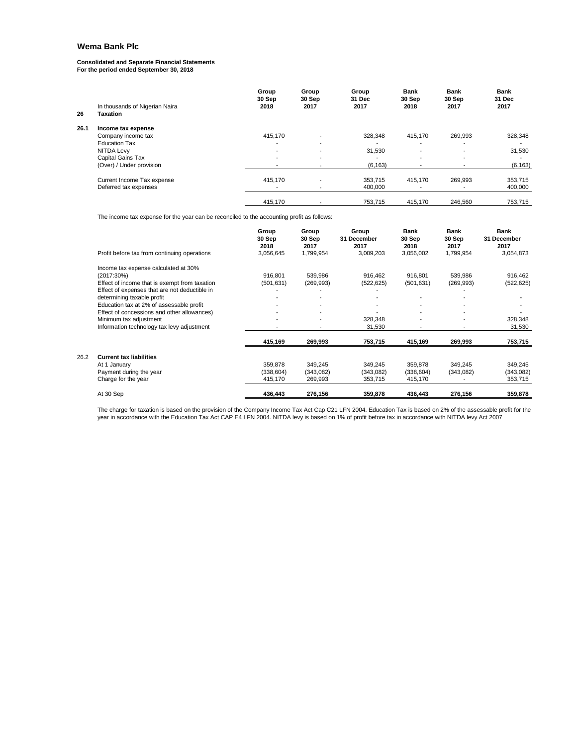# Wema Bank Plc

**Consolidated and Separate Financial Statements**
**For the period ended September 30, 2018**

| | In thousands of Nigerian Naira | Group 30 Sep 2018 | Group 30 Sep 2017 | Group 31 Dec 2017 | Bank 30 Sep 2018 | Bank 30 Sep 2017 | Bank 31 Dec 2017 |
|---|---|---|---|---|---|---|---|
| **26** | **Taxation** | | | | | | |
| **26.1** | **Income tax expense** | | | | | | |
| | Company income tax | 415,170 | - | 328,348 | 415,170 | 269,993 | 328,348 |
| | Education Tax | - | - | - | - | - | - |
| | NITDA Levy | - | - | 31,530 | - | - | 31,530 |
| | Capital Gains Tax | - | - | - | - | - | - |
| | (Over) / Under provision | - | - | (6,163) | - | - | (6,163) |
| | Current Income Tax expense | 415,170 | - | 353,715 | 415,170 | 269,993 | 353,715 |
| | Deferred tax expenses | - | - | 400,000 | - | - | 400,000 |
| | | 415,170 | - | 753,715 | 415,170 | 246,560 | 753,715 |

The income tax expense for the year can be reconciled to the accounting profit as follows:

| | | Group 30 Sep 2018 | Group 30 Sep 2017 | Group 31 December 2017 | Bank 30 Sep 2018 | Bank 30 Sep 2017 | Bank 31 December 2017 |
|---|---|---|---|---|---|---|---|
| | Profit before tax from continuing operations | 3,056,645 | 1,799,954 | 3,009,203 | 3,056,002 | 1,799,954 | 3,054,873 |
| | Income tax expense calculated at 30% (2017:30%) | 916,801 | 539,986 | 916,462 | 916,801 | 539,986 | 916,462 |
| | Effect of income that is exempt from taxation | (501,631) | (269,993) | (522,625) | (501,631) | (269,993) | (522,625) |
| | Effect of expenses that are not deductible in determining taxable profit | - | - | - | - | - | - |
| | Education tax at 2% of assessable profit | - | - | - | - | - | - |
| | Effect of concessions and other allowances) | - | - | - | - | - | - |
| | Minimum tax adjustment | - | - | 328,348 | - | - | 328,348 |
| | Information technology tax levy adjustment | - | - | 31,530 | - | - | 31,530 |
| | | **415,169** | **269,993** | **753,715** | **415,169** | **269,993** | **753,715** |
| 26.2 | **Current tax liabilities** | | | | | | |
| | At 1 January | 359,878 | 349,245 | 349,245 | 359,878 | 349,245 | 349,245 |
| | Payment during the year | (338,604) | (343,082) | (343,082) | (338,604) | (343,082) | (343,082) |
| | Charge for the year | 415,170 | 269,993 | 353,715 | 415,170 | - | 353,715 |
| | At 30 Sep | **436,443** | **276,156** | **359,878** | **436,443** | **276,156** | **359,878** |

The charge for taxation is based on the provision of the Company Income Tax Act Cap C21 LFN 2004. Education Tax is based on 2% of the assessable profit for the year in accordance with the Education Tax Act CAP E4 LFN 2004. NITDA levy is based on 1% of profit before tax in accordance with NITDA levy Act 2007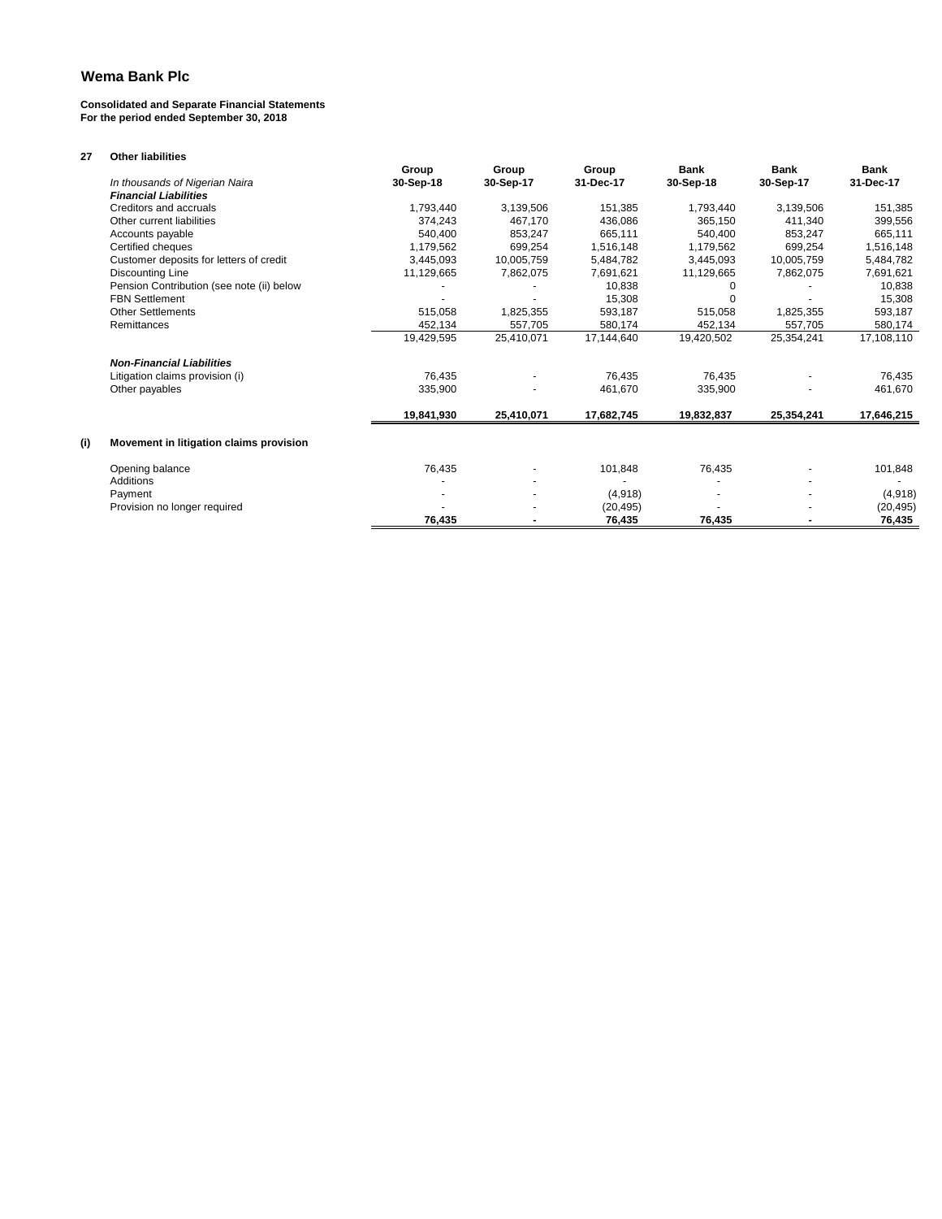**Wema Bank Plc**

**Consolidated and Separate Financial Statements**
**For the period ended September 30, 2018**

### 27 Other liabilities

| In thousands of Nigerian Naira | Group 30-Sep-18 | Group 30-Sep-17 | Group 31-Dec-17 | Bank 30-Sep-18 | Bank 30-Sep-17 | Bank 31-Dec-17 |
|---|---|---|---|---|---|---|
| ***Financial Liabilities*** | | | | | | |
| Creditors and accruals | 1,793,440 | 3,139,506 | 151,385 | 1,793,440 | 3,139,506 | 151,385 |
| Other current liabilities | 374,243 | 467,170 | 436,086 | 365,150 | 411,340 | 399,556 |
| Accounts payable | 540,400 | 853,247 | 665,111 | 540,400 | 853,247 | 665,111 |
| Certified cheques | 1,179,562 | 699,254 | 1,516,148 | 1,179,562 | 699,254 | 1,516,148 |
| Customer deposits for letters of credit | 3,445,093 | 10,005,759 | 5,484,782 | 3,445,093 | 10,005,759 | 5,484,782 |
| Discounting Line | 11,129,665 | 7,862,075 | 7,691,621 | 11,129,665 | 7,862,075 | 7,691,621 |
| Pension Contribution (see note (ii) below | - | - | 10,838 | 0 | - | 10,838 |
| FBN Settlement | - | - | 15,308 | 0 | - | 15,308 |
| Other Settlements | 515,058 | 1,825,355 | 593,187 | 515,058 | 1,825,355 | 593,187 |
| Remittances | 452,134 | 557,705 | 580,174 | 452,134 | 557,705 | 580,174 |
| | 19,429,595 | 25,410,071 | 17,144,640 | 19,420,502 | 25,354,241 | 17,108,110 |
| ***Non-Financial Liabilities*** | | | | | | |
| Litigation claims provision (i) | 76,435 | - | 76,435 | 76,435 | - | 76,435 |
| Other payables | 335,900 | - | 461,670 | 335,900 | - | 461,670 |
| | **19,841,930** | **25,410,071** | **17,682,745** | **19,832,837** | **25,354,241** | **17,646,215** |

**(i) Movement in litigation claims provision**

| | Group 30-Sep-18 | Group 30-Sep-17 | Group 31-Dec-17 | Bank 30-Sep-18 | Bank 30-Sep-17 | Bank 31-Dec-17 |
|---|---|---|---|---|---|---|
| Opening balance | 76,435 | - | 101,848 | 76,435 | - | 101,848 |
| Additions | - | - | - | - | - | - |
| Payment | - | - | (4,918) | - | - | (4,918) |
| Provision no longer required | - | - | (20,495) | - | - | (20,495) |
| | **76,435** | **-** | **76,435** | **76,435** | **-** | **76,435** |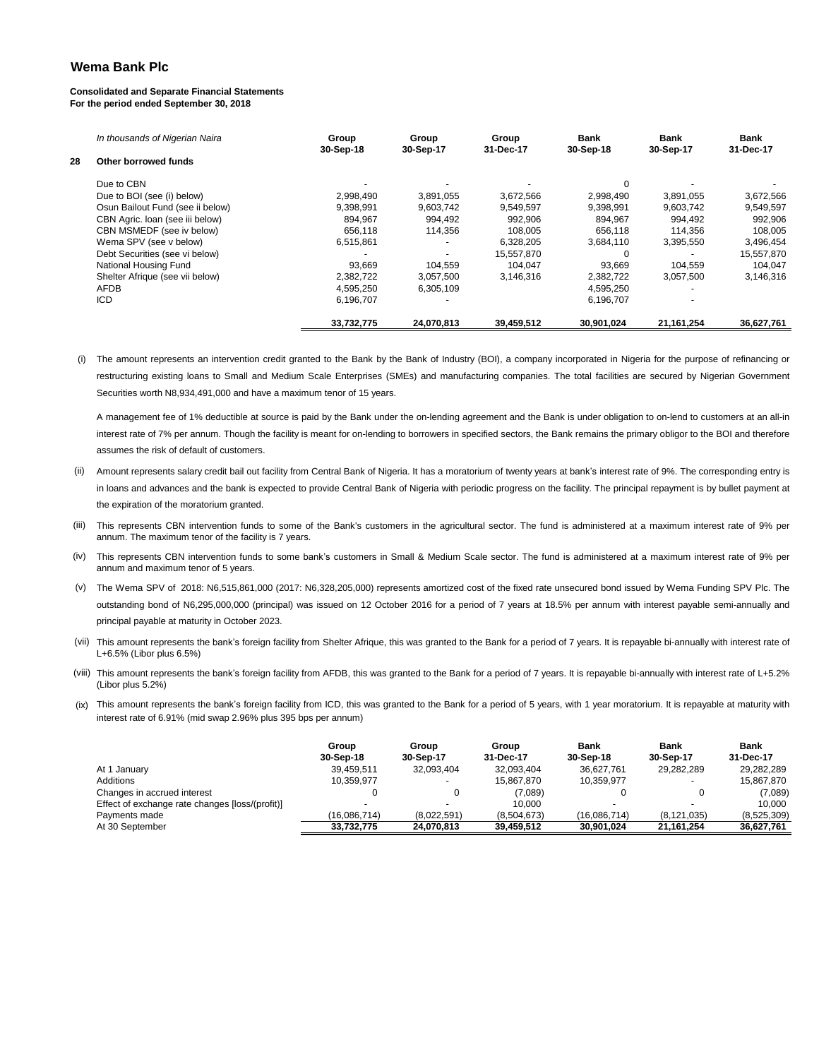# Wema Bank Plc

**Consolidated and Separate Financial Statements**
**For the period ended September 30, 2018**

| *In thousands of Nigerian Naira* | Group 30-Sep-18 | Group 30-Sep-17 | Group 31-Dec-17 | Bank 30-Sep-18 | Bank 30-Sep-17 | Bank 31-Dec-17 |
|---|---|---|---|---|---|---|
| **28 Other borrowed funds** | | | | | | |
| Due to CBN | - | - | - | 0 | - | - |
| Due to BOI (see (i) below) | 2,998,490 | 3,891,055 | 3,672,566 | 2,998,490 | 3,891,055 | 3,672,566 |
| Osun Bailout Fund (see ii below) | 9,398,991 | 9,603,742 | 9,549,597 | 9,398,991 | 9,603,742 | 9,549,597 |
| CBN Agric. loan (see iii below) | 894,967 | 994,492 | 992,906 | 894,967 | 994,492 | 992,906 |
| CBN MSMEDF (see iv below) | 656,118 | 114,356 | 108,005 | 656,118 | 114,356 | 108,005 |
| Wema SPV (see v below) | 6,515,861 | - | 6,328,205 | 3,684,110 | 3,395,550 | 3,496,454 |
| Debt Securities (see vi below) | - | - | 15,557,870 | 0 | - | 15,557,870 |
| National Housing Fund | 93,669 | 104,559 | 104,047 | 93,669 | 104,559 | 104,047 |
| Shelter Afrique (see vii below) | 2,382,722 | 3,057,500 | 3,146,316 | 2,382,722 | 3,057,500 | 3,146,316 |
| AFDB | 4,595,250 | 6,305,109 | | 4,595,250 | - | |
| ICD | 6,196,707 | - | | 6,196,707 | - | |
| | **33,732,775** | **24,070,813** | **39,459,512** | **30,901,024** | **21,161,254** | **36,627,761** |

(i) The amount represents an intervention credit granted to the Bank by the Bank of Industry (BOI), a company incorporated in Nigeria for the purpose of refinancing or restructuring existing loans to Small and Medium Scale Enterprises (SMEs) and manufacturing companies. The total facilities are secured by Nigerian Government Securities worth N8,934,491,000 and have a maximum tenor of 15 years.

A management fee of 1% deductible at source is paid by the Bank under the on-lending agreement and the Bank is under obligation to on-lend to customers at an all-in interest rate of 7% per annum. Though the facility is meant for on-lending to borrowers in specified sectors, the Bank remains the primary obligor to the BOI and therefore assumes the risk of default of customers.

(ii) Amount represents salary credit bail out facility from Central Bank of Nigeria. It has a moratorium of twenty years at bank's interest rate of 9%. The corresponding entry is in loans and advances and the bank is expected to provide Central Bank of Nigeria with periodic progress on the facility. The principal repayment is by bullet payment at the expiration of the moratorium granted.

(iii) This represents CBN intervention funds to some of the Bank's customers in the agricultural sector. The fund is administered at a maximum interest rate of 9% per annum. The maximum tenor of the facility is 7 years.

(iv) This represents CBN intervention funds to some bank's customers in Small & Medium Scale sector. The fund is administered at a maximum interest rate of 9% per annum and maximum tenor of 5 years.

(v) The Wema SPV of 2018: N6,515,861,000 (2017: N6,328,205,000) represents amortized cost of the fixed rate unsecured bond issued by Wema Funding SPV Plc. The outstanding bond of N6,295,000,000 (principal) was issued on 12 October 2016 for a period of 7 years at 18.5% per annum with interest payable semi-annually and principal payable at maturity in October 2023.

(vii) This amount represents the bank's foreign facility from Shelter Afrique, this was granted to the Bank for a period of 7 years. It is repayable bi-annually with interest rate of L+6.5% (Libor plus 6.5%)

(viii) This amount represents the bank's foreign facility from AFDB, this was granted to the Bank for a period of 7 years. It is repayable bi-annually with interest rate of L+5.2% (Libor plus 5.2%)

(ix) This amount represents the bank's foreign facility from ICD, this was granted to the Bank for a period of 5 years, with 1 year moratorium. It is repayable at maturity with interest rate of 6.91% (mid swap 2.96% plus 395 bps per annum)

| | Group 30-Sep-18 | Group 30-Sep-17 | Group 31-Dec-17 | Bank 30-Sep-18 | Bank 30-Sep-17 | Bank 31-Dec-17 |
|---|---|---|---|---|---|---|
| At 1 January | 39,459,511 | 32,093,404 | 32,093,404 | 36,627,761 | 29,282,289 | 29,282,289 |
| Additions | 10,359,977 | - | 15,867,870 | 10,359,977 | - | 15,867,870 |
| Changes in accrued interest | 0 | 0 | (7,089) | 0 | 0 | (7,089) |
| Effect of exchange rate changes [loss/(profit)] | - | - | 10,000 | - | - | 10,000 |
| Payments made | (16,086,714) | (8,022,591) | (8,504,673) | (16,086,714) | (8,121,035) | (8,525,309) |
| At 30 September | **33,732,775** | **24,070,813** | **39,459,512** | **30,901,024** | **21,161,254** | **36,627,761** |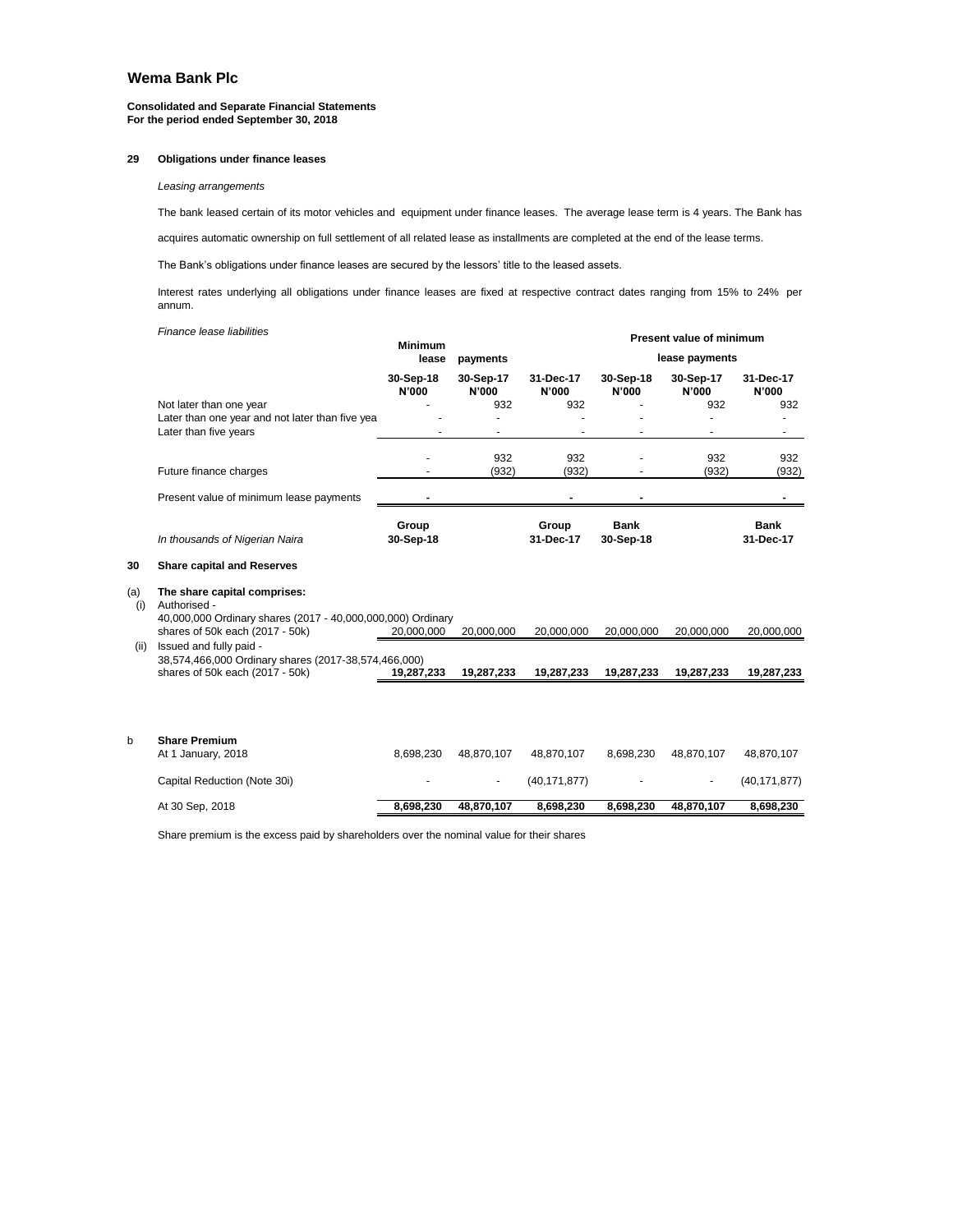## Wema Bank Plc

**Consolidated and Separate Financial Statements**
**For the period ended September 30, 2018**

### 29 Obligations under finance leases

*Leasing arrangements*

The bank leased certain of its motor vehicles and equipment under finance leases. The average lease term is 4 years. The Bank has

acquires automatic ownership on full settlement of all related lease as installments are completed at the end of the lease terms.

The Bank's obligations under finance leases are secured by the lessors' title to the leased assets.

Interest rates underlying all obligations under finance leases are fixed at respective contract dates ranging from 15% to 24% per annum.

*Finance lease liabilities*

| | Minimum lease payments | | | Present value of minimum lease payments | | |
|---|---|---|---|---|---|---|
| | 30-Sep-18 N'000 | 30-Sep-17 N'000 | 31-Dec-17 N'000 | 30-Sep-18 N'000 | 30-Sep-17 N'000 | 31-Dec-17 N'000 |
| Not later than one year | - | 932 | 932 | - | 932 | 932 |
| Later than one year and not later than five yea | - | - | - | - | - | - |
| Later than five years | - | - | - | - | - | - |
| | - | 932 | 932 | - | 932 | 932 |
| Future finance charges | - | (932) | (932) | - | (932) | (932) |
| Present value of minimum lease payments | - | | - | - | | - |

| *In thousands of Nigerian Naira* | Group 30-Sep-18 | | Group 31-Dec-17 | Bank 30-Sep-18 | | Bank 31-Dec-17 |
|---|---|---|---|---|---|---|
| **30 Share capital and Reserves** | | | | | | |
| **(a) The share capital comprises:** | | | | | | |
| (i) Authorised - 40,000,000 Ordinary shares (2017 - 40,000,000,000) Ordinary shares of 50k each (2017 - 50k) | 20,000,000 | 20,000,000 | 20,000,000 | 20,000,000 | 20,000,000 | 20,000,000 |
| (ii) Issued and fully paid - 38,574,466,000 Ordinary shares (2017-38,574,466,000) shares of 50k each (2017 - 50k) | **19,287,233** | **19,287,233** | **19,287,233** | **19,287,233** | **19,287,233** | **19,287,233** |
| **b Share Premium** | | | | | | |
| At 1 January, 2018 | 8,698,230 | 48,870,107 | 48,870,107 | 8,698,230 | 48,870,107 | 48,870,107 |
| Capital Reduction (Note 30i) | - | - | (40,171,877) | - | - | (40,171,877) |
| At 30 Sep, 2018 | **8,698,230** | **48,870,107** | **8,698,230** | **8,698,230** | **48,870,107** | **8,698,230** |

Share premium is the excess paid by shareholders over the nominal value for their shares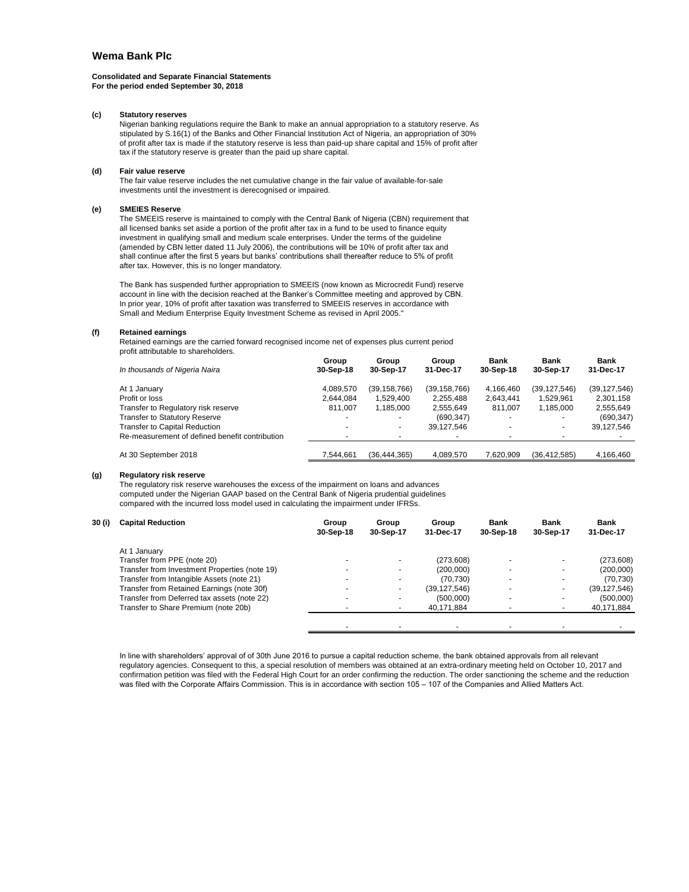# Wema Bank Plc

**Consolidated and Separate Financial Statements**
**For the period ended September 30, 2018**

**(c) Statutory reserves**

Nigerian banking regulations require the Bank to make an annual appropriation to a statutory reserve. As stipulated by S.16(1) of the Banks and Other Financial Institution Act of Nigeria, an appropriation of 30% of profit after tax is made if the statutory reserve is less than paid-up share capital and 15% of profit after tax if the statutory reserve is greater than the paid up share capital.

**(d) Fair value reserve**

The fair value reserve includes the net cumulative change in the fair value of available-for-sale investments until the investment is derecognised or impaired.

**(e) SMEIES Reserve**

The SMEEIS reserve is maintained to comply with the Central Bank of Nigeria (CBN) requirement that all licensed banks set aside a portion of the profit after tax in a fund to be used to finance equity investment in qualifying small and medium scale enterprises. Under the terms of the guideline (amended by CBN letter dated 11 July 2006), the contributions will be 10% of profit after tax and shall continue after the first 5 years but banks' contributions shall thereafter reduce to 5% of profit after tax. However, this is no longer mandatory.

The Bank has suspended further appropriation to SMEEIS (now known as Microcredit Fund) reserve account in line with the decision reached at the Banker's Committee meeting and approved by CBN. In prior year, 10% of profit after taxation was transferred to SMEEIS reserves in accordance with Small and Medium Enterprise Equity Investment Scheme as revised in April 2005."

**(f) Retained earnings**

Retained earnings are the carried forward recognised income net of expenses plus current period profit attributable to shareholders.

| *In thousands of Nigeria Naira* | Group 30-Sep-18 | Group 30-Sep-17 | Group 31-Dec-17 | Bank 30-Sep-18 | Bank 30-Sep-17 | Bank 31-Dec-17 |
|---|---|---|---|---|---|---|
| At 1 January | 4,089,570 | (39,158,766) | (39,158,766) | 4,166,460 | (39,127,546) | (39,127,546) |
| Profit or loss | 2,644,084 | 1,529,400 | 2,255,488 | 2,643,441 | 1,529,961 | 2,301,158 |
| Transfer to Regulatory risk reserve | 811,007 | 1,185,000 | 2,555,649 | 811,007 | 1,185,000 | 2,555,649 |
| Transfer to Statutory Reserve | - | - | (690,347) | - | - | (690,347) |
| Transfer to Capital Reduction | - | - | 39,127,546 | - | - | 39,127,546 |
| Re-measurement of defined benefit contribution | - | - | - | - | - | - |
| At 30 September 2018 | 7,544,661 | (36,444,365) | 4,089,570 | 7,620,909 | (36,412,585) | 4,166,460 |

**(g) Regulatory risk reserve**

The regulatory risk reserve warehouses the excess of the impairment on loans and advances computed under the Nigerian GAAP based on the Central Bank of Nigeria prudential guidelines compared with the incurred loss model used in calculating the impairment under IFRSs.

**30 (i) Capital Reduction**

| | Group 30-Sep-18 | Group 30-Sep-17 | Group 31-Dec-17 | Bank 30-Sep-18 | Bank 30-Sep-17 | Bank 31-Dec-17 |
|---|---|---|---|---|---|---|
| At 1 January | | | | | | |
| Transfer from PPE (note 20) | - | - | (273,608) | - | - | (273,608) |
| Transfer from Investment Properties (note 19) | - | - | (200,000) | - | - | (200,000) |
| Transfer from Intangible Assets (note 21) | - | - | (70,730) | - | - | (70,730) |
| Transfer from Retained Earnings (note 30f) | - | - | (39,127,546) | - | - | (39,127,546) |
| Transfer from Deferred tax assets (note 22) | - | - | (500,000) | - | - | (500,000) |
| Transfer to Share Premium (note 20b) | - | - | 40,171,884 | - | - | 40,171,884 |
| | - | - | - | - | - | - |

In line with shareholders' approval of of 30th June 2016 to pursue a capital reduction scheme, the bank obtained approvals from all relevant regulatory agencies. Consequent to this, a special resolution of members was obtained at an extra-ordinary meeting held on October 10, 2017 and confirmation petition was filed with the Federal High Court for an order confirming the reduction. The order sanctioning the scheme and the reduction was filed with the Corporate Affairs Commission. This is in accordance with section 105 – 107 of the Companies and Allied Matters Act.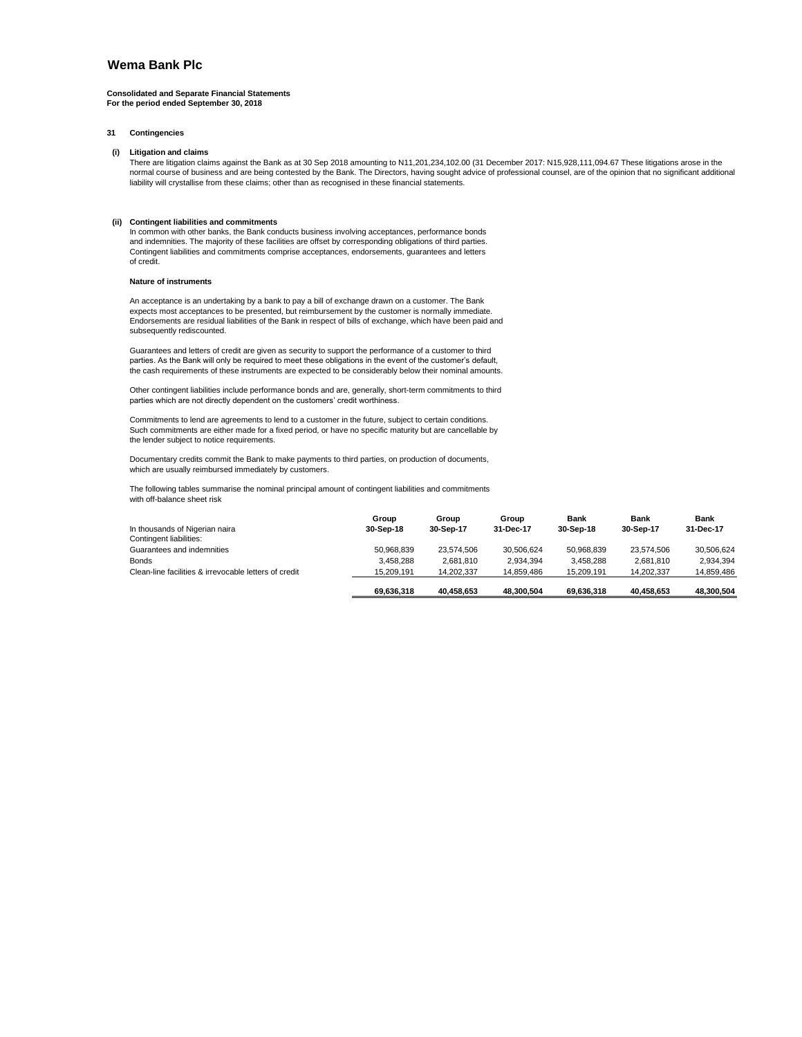# Wema Bank Plc

**Consolidated and Separate Financial Statements**
**For the period ended September 30, 2018**

## 31 Contingencies

### (i) Litigation and claims

There are litigation claims against the Bank as at 30 Sep 2018 amounting to N11,201,234,102.00 (31 December 2017: N15,928,111,094.67 These litigations arose in the normal course of business and are being contested by the Bank. The Directors, having sought advice of professional counsel, are of the opinion that no significant additional liability will crystallise from these claims; other than as recognised in these financial statements.

### (ii) Contingent liabilities and commitments

In common with other banks, the Bank conducts business involving acceptances, performance bonds and indemnities. The majority of these facilities are offset by corresponding obligations of third parties. Contingent liabilities and commitments comprise acceptances, endorsements, guarantees and letters of credit.

**Nature of instruments**

An acceptance is an undertaking by a bank to pay a bill of exchange drawn on a customer. The Bank expects most acceptances to be presented, but reimbursement by the customer is normally immediate. Endorsements are residual liabilities of the Bank in respect of bills of exchange, which have been paid and subsequently rediscounted.

Guarantees and letters of credit are given as security to support the performance of a customer to third parties. As the Bank will only be required to meet these obligations in the event of the customer's default, the cash requirements of these instruments are expected to be considerably below their nominal amounts.

Other contingent liabilities include performance bonds and are, generally, short-term commitments to third parties which are not directly dependent on the customers' credit worthiness.

Commitments to lend are agreements to lend to a customer in the future, subject to certain conditions. Such commitments are either made for a fixed period, or have no specific maturity but are cancellable by the lender subject to notice requirements.

Documentary credits commit the Bank to make payments to third parties, on production of documents, which are usually reimbursed immediately by customers.

The following tables summarise the nominal principal amount of contingent liabilities and commitments with off-balance sheet risk

| In thousands of Nigerian naira | Group 30-Sep-18 | Group 30-Sep-17 | Group 31-Dec-17 | Bank 30-Sep-18 | Bank 30-Sep-17 | Bank 31-Dec-17 |
|---|---|---|---|---|---|---|
| Contingent liabilities: | | | | | | |
| Guarantees and indemnities | 50,968,839 | 23,574,506 | 30,506,624 | 50,968,839 | 23,574,506 | 30,506,624 |
| Bonds | 3,458,288 | 2,681,810 | 2,934,394 | 3,458,288 | 2,681,810 | 2,934,394 |
| Clean-line facilities & irrevocable letters of credit | 15,209,191 | 14,202,337 | 14,859,486 | 15,209,191 | 14,202,337 | 14,859,486 |
| | **69,636,318** | **40,458,653** | **48,300,504** | **69,636,318** | **40,458,653** | **48,300,504** |